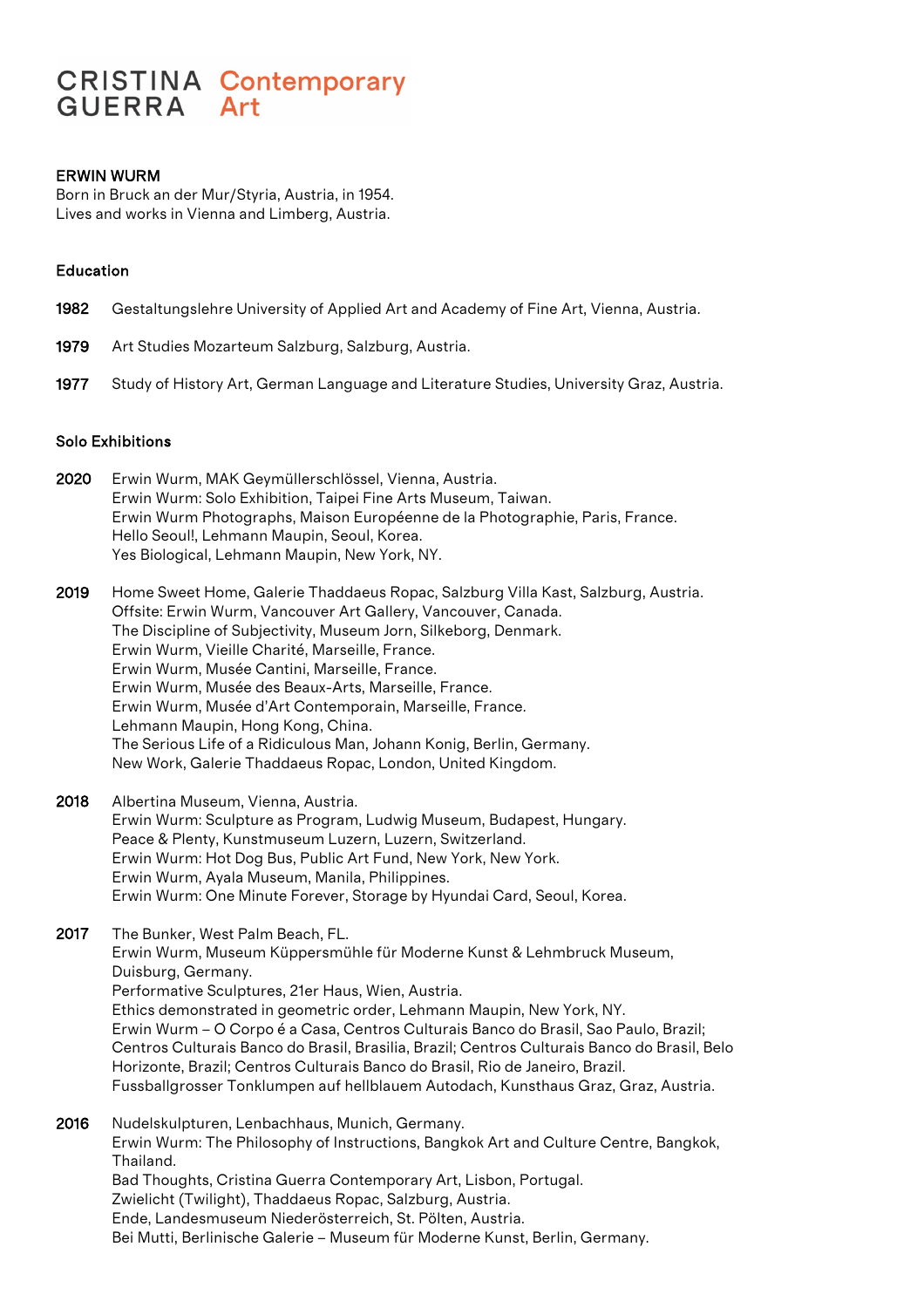CRISTINA GUERRA Contemporary Art

# ERWIN WURM

Born in Bruck an der Mur/Styria, Austria, in 1954.
Lives and works in Vienna and Limberg, Austria.

## Education

**1982** Gestaltungslehre University of Applied Art and Academy of Fine Art, Vienna, Austria.

**1979** Art Studies Mozarteum Salzburg, Salzburg, Austria.

**1977** Study of History Art, German Language and Literature Studies, University Graz, Austria.

## Solo Exhibitions

**2020** Erwin Wurm, MAK Geymüllerschlössel, Vienna, Austria.
Erwin Wurm: Solo Exhibition, Taipei Fine Arts Museum, Taiwan.
Erwin Wurm Photographs, Maison Européenne de la Photographie, Paris, France.
Hello Seoul!, Lehmann Maupin, Seoul, Korea.
Yes Biological, Lehmann Maupin, New York, NY.

**2019** Home Sweet Home, Galerie Thaddaeus Ropac, Salzburg Villa Kast, Salzburg, Austria.
Offsite: Erwin Wurm, Vancouver Art Gallery, Vancouver, Canada.
The Discipline of Subjectivity, Museum Jorn, Silkeborg, Denmark.
Erwin Wurm, Vieille Charité, Marseille, France.
Erwin Wurm, Musée Cantini, Marseille, France.
Erwin Wurm, Musée des Beaux-Arts, Marseille, France.
Erwin Wurm, Musée d'Art Contemporain, Marseille, France.
Lehmann Maupin, Hong Kong, China.
The Serious Life of a Ridiculous Man, Johann Konig, Berlin, Germany.
New Work, Galerie Thaddaeus Ropac, London, United Kingdom.

**2018** Albertina Museum, Vienna, Austria.
Erwin Wurm: Sculpture as Program, Ludwig Museum, Budapest, Hungary.
Peace & Plenty, Kunstmuseum Luzern, Luzern, Switzerland.
Erwin Wurm: Hot Dog Bus, Public Art Fund, New York, New York.
Erwin Wurm, Ayala Museum, Manila, Philippines.
Erwin Wurm: One Minute Forever, Storage by Hyundai Card, Seoul, Korea.

**2017** The Bunker, West Palm Beach, FL.
Erwin Wurm, Museum Küppersmühle für Moderne Kunst & Lehmbruck Museum, Duisburg, Germany.
Performative Sculptures, 21er Haus, Wien, Austria.
Ethics demonstrated in geometric order, Lehmann Maupin, New York, NY.
Erwin Wurm – O Corpo é a Casa, Centros Culturais Banco do Brasil, Sao Paulo, Brazil; Centros Culturais Banco do Brasil, Brasilia, Brazil; Centros Culturais Banco do Brasil, Belo Horizonte, Brazil; Centros Culturais Banco do Brasil, Rio de Janeiro, Brazil.
Fussballgrosser Tonklumpen auf hellblauem Autodach, Kunsthaus Graz, Graz, Austria.

**2016** Nudelskulpturen, Lenbachhaus, Munich, Germany.
Erwin Wurm: The Philosophy of Instructions, Bangkok Art and Culture Centre, Bangkok, Thailand.
Bad Thoughts, Cristina Guerra Contemporary Art, Lisbon, Portugal.
Zwielicht (Twilight), Thaddaeus Ropac, Salzburg, Austria.
Ende, Landesmuseum Niederösterreich, St. Pölten, Austria.
Bei Mutti, Berlinische Galerie – Museum für Moderne Kunst, Berlin, Germany.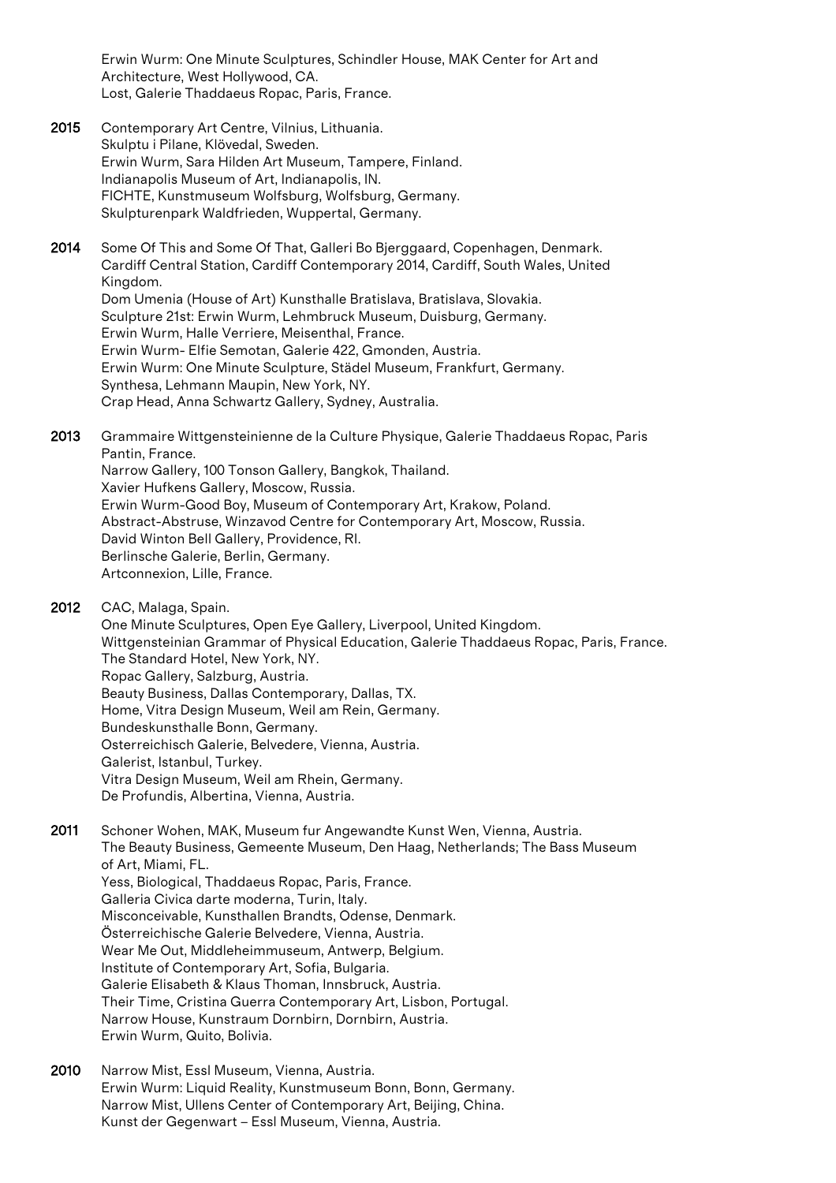Erwin Wurm: One Minute Sculptures, Schindler House, MAK Center for Art and Architecture, West Hollywood, CA.
Lost, Galerie Thaddaeus Ropac, Paris, France.

**2015** Contemporary Art Centre, Vilnius, Lithuania.
Skulptu i Pilane, Klövedal, Sweden.
Erwin Wurm, Sara Hilden Art Museum, Tampere, Finland.
Indianapolis Museum of Art, Indianapolis, IN.
FICHTE, Kunstmuseum Wolfsburg, Wolfsburg, Germany.
Skulpturenpark Waldfrieden, Wuppertal, Germany.

**2014** Some Of This and Some Of That, Galleri Bo Bjerggaard, Copenhagen, Denmark.
Cardiff Central Station, Cardiff Contemporary 2014, Cardiff, South Wales, United Kingdom.
Dom Umenia (House of Art) Kunsthalle Bratislava, Bratislava, Slovakia.
Sculpture 21st: Erwin Wurm, Lehmbruck Museum, Duisburg, Germany.
Erwin Wurm, Halle Verriere, Meisenthal, France.
Erwin Wurm- Elfie Semotan, Galerie 422, Gmonden, Austria.
Erwin Wurm: One Minute Sculpture, Städel Museum, Frankfurt, Germany.
Synthesa, Lehmann Maupin, New York, NY.
Crap Head, Anna Schwartz Gallery, Sydney, Australia.

**2013** Grammaire Wittgensteinienne de la Culture Physique, Galerie Thaddaeus Ropac, Paris Pantin, France.
Narrow Gallery, 100 Tonson Gallery, Bangkok, Thailand.
Xavier Hufkens Gallery, Moscow, Russia.
Erwin Wurm-Good Boy, Museum of Contemporary Art, Krakow, Poland.
Abstract-Abstruse, Winzavod Centre for Contemporary Art, Moscow, Russia.
David Winton Bell Gallery, Providence, RI.
Berlinsche Galerie, Berlin, Germany.
Artconnexion, Lille, France.

**2012** CAC, Malaga, Spain.
One Minute Sculptures, Open Eye Gallery, Liverpool, United Kingdom.
Wittgensteinian Grammar of Physical Education, Galerie Thaddaeus Ropac, Paris, France.
The Standard Hotel, New York, NY.
Ropac Gallery, Salzburg, Austria.
Beauty Business, Dallas Contemporary, Dallas, TX.
Home, Vitra Design Museum, Weil am Rein, Germany.
Bundeskunsthalle Bonn, Germany.
Osterreichisch Galerie, Belvedere, Vienna, Austria.
Galerist, Istanbul, Turkey.
Vitra Design Museum, Weil am Rhein, Germany.
De Profundis, Albertina, Vienna, Austria.

**2011** Schoner Wohen, MAK, Museum fur Angewandte Kunst Wen, Vienna, Austria.
The Beauty Business, Gemeente Museum, Den Haag, Netherlands; The Bass Museum of Art, Miami, FL.
Yess, Biological, Thaddaeus Ropac, Paris, France.
Galleria Civica darte moderna, Turin, Italy.
Misconceivable, Kunsthallen Brandts, Odense, Denmark.
Österreichische Galerie Belvedere, Vienna, Austria.
Wear Me Out, Middleheimmuseum, Antwerp, Belgium.
Institute of Contemporary Art, Sofia, Bulgaria.
Galerie Elisabeth & Klaus Thoman, Innsbruck, Austria.
Their Time, Cristina Guerra Contemporary Art, Lisbon, Portugal.
Narrow House, Kunstraum Dornbirn, Dornbirn, Austria.
Erwin Wurm, Quito, Bolivia.

**2010** Narrow Mist, Essl Museum, Vienna, Austria.
Erwin Wurm: Liquid Reality, Kunstmuseum Bonn, Bonn, Germany.
Narrow Mist, Ullens Center of Contemporary Art, Beijing, China.
Kunst der Gegenwart – Essl Museum, Vienna, Austria.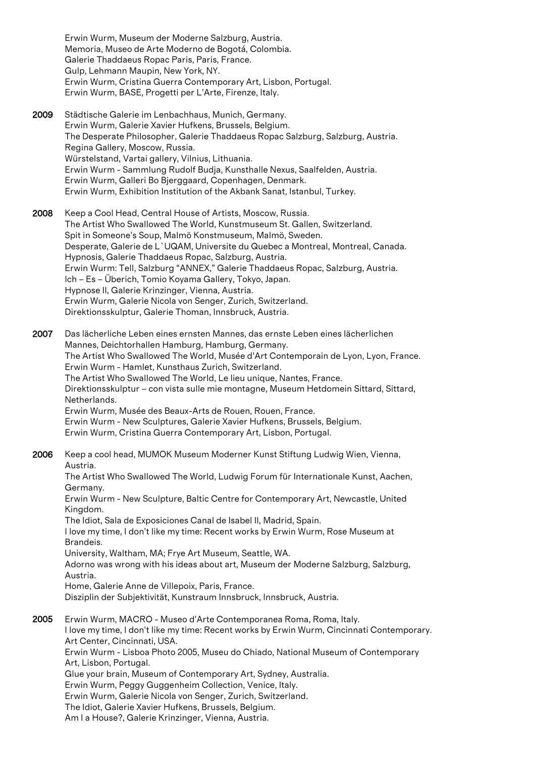Erwin Wurm, Museum der Moderne Salzburg, Austria.
Memoria, Museo de Arte Moderno de Bogotá, Colombia.
Galerie Thaddaeus Ropac Paris, Paris, France.
Gulp, Lehmann Maupin, New York, NY.
Erwin Wurm, Cristina Guerra Contemporary Art, Lisbon, Portugal.
Erwin Wurm, BASE, Progetti per L'Arte, Firenze, Italy.

**2009** Städtische Galerie im Lenbachhaus, Munich, Germany.
Erwin Wurm, Galerie Xavier Hufkens, Brussels, Belgium.
The Desperate Philosopher, Galerie Thaddaeus Ropac Salzburg, Salzburg, Austria.
Regina Gallery, Moscow, Russia.
Würstelstand, Vartai gallery, Vilnius, Lithuania.
Erwin Wurm - Sammlung Rudolf Budja, Kunsthalle Nexus, Saalfelden, Austria.
Erwin Wurm, Galleri Bo Bjerggaard, Copenhagen, Denmark.
Erwin Wurm, Exhibition Institution of the Akbank Sanat, Istanbul, Turkey.

**2008** Keep a Cool Head, Central House of Artists, Moscow, Russia.
The Artist Who Swallowed The World, Kunstmuseum St. Gallen, Switzerland.
Spit in Someone's Soup, Malmö Konstmuseum, Malmö, Sweden.
Desperate, Galerie de L`UQAM, Universite du Quebec a Montreal, Montreal, Canada.
Hypnosis, Galerie Thaddaeus Ropac, Salzburg, Austria.
Erwin Wurm: Tell, Salzburg "ANNEX," Galerie Thaddaeus Ropac, Salzburg, Austria.
Ich – Es – Überich, Tomio Koyama Gallery, Tokyo, Japan.
Hypnose II, Galerie Krinzinger, Vienna, Austria.
Erwin Wurm, Galerie Nicola von Senger, Zurich, Switzerland.
Direktionsskulptur, Galerie Thoman, Innsbruck, Austria.

**2007** Das lächerliche Leben eines ernsten Mannes, das ernste Leben eines lächerlichen Mannes, Deichtorhallen Hamburg, Hamburg, Germany.
The Artist Who Swallowed The World, Musée d'Art Contemporain de Lyon, Lyon, France.
Erwin Wurm - Hamlet, Kunsthaus Zurich, Switzerland.
The Artist Who Swallowed The World, Le lieu unique, Nantes, France.
Direktionsskulptur – con vista sulle mie montagne, Museum Hetdomein Sittard, Sittard, Netherlands.
Erwin Wurm, Musée des Beaux-Arts de Rouen, Rouen, France.
Erwin Wurm - New Sculptures, Galerie Xavier Hufkens, Brussels, Belgium.
Erwin Wurm, Cristina Guerra Contemporary Art, Lisbon, Portugal.

**2006** Keep a cool head, MUMOK Museum Moderner Kunst Stiftung Ludwig Wien, Vienna, Austria.
The Artist Who Swallowed The World, Ludwig Forum für Internationale Kunst, Aachen, Germany.
Erwin Wurm - New Sculpture, Baltic Centre for Contemporary Art, Newcastle, United Kingdom.
The Idiot, Sala de Exposiciones Canal de Isabel II, Madrid, Spain.
I love my time, I don't like my time: Recent works by Erwin Wurm, Rose Museum at Brandeis.
University, Waltham, MA; Frye Art Museum, Seattle, WA.
Adorno was wrong with his ideas about art, Museum der Moderne Salzburg, Salzburg, Austria.
Home, Galerie Anne de Villepoix, Paris, France.
Disziplin der Subjektivität, Kunstraum Innsbruck, Innsbruck, Austria.

**2005** Erwin Wurm, MACRO - Museo d'Arte Contemporanea Roma, Roma, Italy.
I love my time, I don't like my time: Recent works by Erwin Wurm, Cincinnati Contemporary. Art Center, Cincinnati, USA.
Erwin Wurm - Lisboa Photo 2005, Museu do Chiado, National Museum of Contemporary Art, Lisbon, Portugal.
Glue your brain, Museum of Contemporary Art, Sydney, Australia.
Erwin Wurm, Peggy Guggenheim Collection, Venice, Italy.
Erwin Wurm, Galerie Nicola von Senger, Zurich, Switzerland.
The Idiot, Galerie Xavier Hufkens, Brussels, Belgium.
Am I a House?, Galerie Krinzinger, Vienna, Austria.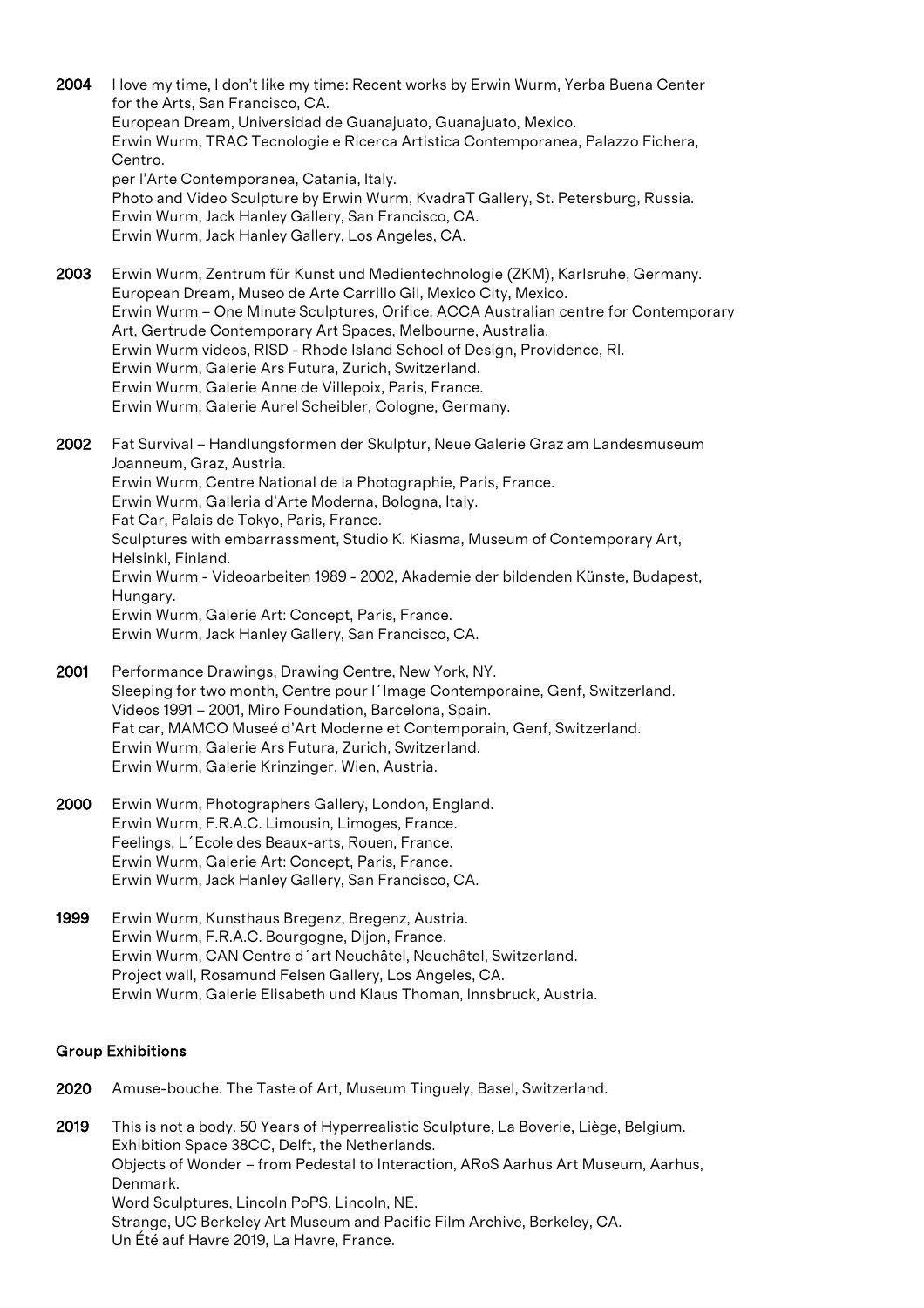**2004** I love my time, I don't like my time: Recent works by Erwin Wurm, Yerba Buena Center for the Arts, San Francisco, CA.
European Dream, Universidad de Guanajuato, Guanajuato, Mexico.
Erwin Wurm, TRAC Tecnologie e Ricerca Artistica Contemporanea, Palazzo Fichera, Centro.
per l'Arte Contemporanea, Catania, Italy.
Photo and Video Sculpture by Erwin Wurm, KvadraT Gallery, St. Petersburg, Russia.
Erwin Wurm, Jack Hanley Gallery, San Francisco, CA.
Erwin Wurm, Jack Hanley Gallery, Los Angeles, CA.

**2003** Erwin Wurm, Zentrum für Kunst und Medientechnologie (ZKM), Karlsruhe, Germany.
European Dream, Museo de Arte Carrillo Gil, Mexico City, Mexico.
Erwin Wurm – One Minute Sculptures, Orifice, ACCA Australian centre for Contemporary Art, Gertrude Contemporary Art Spaces, Melbourne, Australia.
Erwin Wurm videos, RISD - Rhode Island School of Design, Providence, RI.
Erwin Wurm, Galerie Ars Futura, Zurich, Switzerland.
Erwin Wurm, Galerie Anne de Villepoix, Paris, France.
Erwin Wurm, Galerie Aurel Scheibler, Cologne, Germany.

**2002** Fat Survival – Handlungsformen der Skulptur, Neue Galerie Graz am Landesmuseum Joanneum, Graz, Austria.
Erwin Wurm, Centre National de la Photographie, Paris, France.
Erwin Wurm, Galleria d'Arte Moderna, Bologna, Italy.
Fat Car, Palais de Tokyo, Paris, France.
Sculptures with embarrassment, Studio K. Kiasma, Museum of Contemporary Art, Helsinki, Finland.
Erwin Wurm - Videoarbeiten 1989 - 2002, Akademie der bildenden Künste, Budapest, Hungary.
Erwin Wurm, Galerie Art: Concept, Paris, France.
Erwin Wurm, Jack Hanley Gallery, San Francisco, CA.

**2001** Performance Drawings, Drawing Centre, New York, NY.
Sleeping for two month, Centre pour l´Image Contemporaine, Genf, Switzerland.
Videos 1991 – 2001, Miro Foundation, Barcelona, Spain.
Fat car, MAMCO Museé d'Art Moderne et Contemporain, Genf, Switzerland.
Erwin Wurm, Galerie Ars Futura, Zurich, Switzerland.
Erwin Wurm, Galerie Krinzinger, Wien, Austria.

**2000** Erwin Wurm, Photographers Gallery, London, England.
Erwin Wurm, F.R.A.C. Limousin, Limoges, France.
Feelings, L´Ecole des Beaux-arts, Rouen, France.
Erwin Wurm, Galerie Art: Concept, Paris, France.
Erwin Wurm, Jack Hanley Gallery, San Francisco, CA.

**1999** Erwin Wurm, Kunsthaus Bregenz, Bregenz, Austria.
Erwin Wurm, F.R.A.C. Bourgogne, Dijon, France.
Erwin Wurm, CAN Centre d´art Neuchâtel, Neuchâtel, Switzerland.
Project wall, Rosamund Felsen Gallery, Los Angeles, CA.
Erwin Wurm, Galerie Elisabeth und Klaus Thoman, Innsbruck, Austria.

## Group Exhibitions

**2020** Amuse-bouche. The Taste of Art, Museum Tinguely, Basel, Switzerland.

**2019** This is not a body. 50 Years of Hyperrealistic Sculpture, La Boverie, Liège, Belgium.
Exhibition Space 38CC, Delft, the Netherlands.
Objects of Wonder – from Pedestal to Interaction, ARoS Aarhus Art Museum, Aarhus, Denmark.
Word Sculptures, Lincoln PoPS, Lincoln, NE.
Strange, UC Berkeley Art Museum and Pacific Film Archive, Berkeley, CA.
Un Été auf Havre 2019, La Havre, France.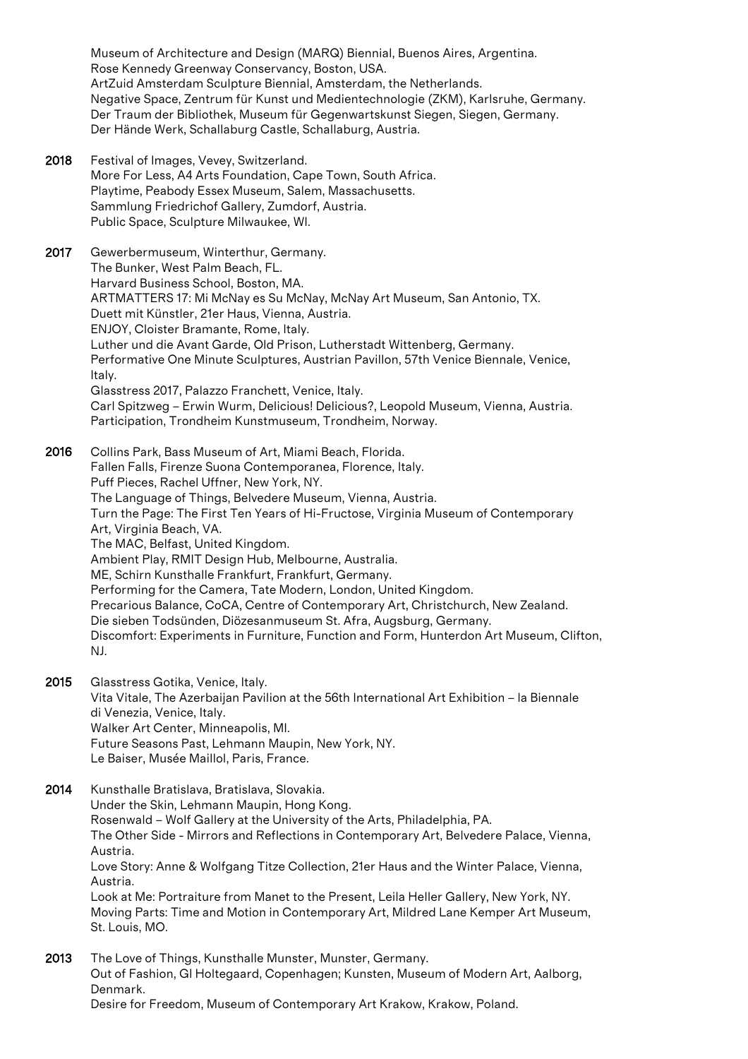Museum of Architecture and Design (MARQ) Biennial, Buenos Aires, Argentina.
Rose Kennedy Greenway Conservancy, Boston, USA.
ArtZuid Amsterdam Sculpture Biennial, Amsterdam, the Netherlands.
Negative Space, Zentrum für Kunst und Medientechnologie (ZKM), Karlsruhe, Germany.
Der Traum der Bibliothek, Museum für Gegenwartskunst Siegen, Siegen, Germany.
Der Hände Werk, Schallaburg Castle, Schallaburg, Austria.

**2018** Festival of Images, Vevey, Switzerland.
More For Less, A4 Arts Foundation, Cape Town, South Africa.
Playtime, Peabody Essex Museum, Salem, Massachusetts.
Sammlung Friedrichof Gallery, Zumdorf, Austria.
Public Space, Sculpture Milwaukee, WI.

**2017** Gewerbermuseum, Winterthur, Germany.
The Bunker, West Palm Beach, FL.
Harvard Business School, Boston, MA.
ARTMATTERS 17: Mi McNay es Su McNay, McNay Art Museum, San Antonio, TX.
Duett mit Künstler, 21er Haus, Vienna, Austria.
ENJOY, Cloister Bramante, Rome, Italy.
Luther und die Avant Garde, Old Prison, Lutherstadt Wittenberg, Germany.
Performative One Minute Sculptures, Austrian Pavillon, 57th Venice Biennale, Venice, Italy.
Glasstress 2017, Palazzo Franchett, Venice, Italy.
Carl Spitzweg – Erwin Wurm, Delicious! Delicious?, Leopold Museum, Vienna, Austria.
Participation, Trondheim Kunstmuseum, Trondheim, Norway.

**2016** Collins Park, Bass Museum of Art, Miami Beach, Florida.
Fallen Falls, Firenze Suona Contemporanea, Florence, Italy.
Puff Pieces, Rachel Uffner, New York, NY.
The Language of Things, Belvedere Museum, Vienna, Austria.
Turn the Page: The First Ten Years of Hi-Fructose, Virginia Museum of Contemporary Art, Virginia Beach, VA.
The MAC, Belfast, United Kingdom.
Ambient Play, RMIT Design Hub, Melbourne, Australia.
ME, Schirn Kunsthalle Frankfurt, Frankfurt, Germany.
Performing for the Camera, Tate Modern, London, United Kingdom.
Precarious Balance, CoCA, Centre of Contemporary Art, Christchurch, New Zealand.
Die sieben Todsünden, Diözesanmuseum St. Afra, Augsburg, Germany.
Discomfort: Experiments in Furniture, Function and Form, Hunterdon Art Museum, Clifton, NJ.

**2015** Glasstress Gotika, Venice, Italy.
Vita Vitale, The Azerbaijan Pavilion at the 56th International Art Exhibition – la Biennale di Venezia, Venice, Italy.
Walker Art Center, Minneapolis, MI.
Future Seasons Past, Lehmann Maupin, New York, NY.
Le Baiser, Musée Maillol, Paris, France.

**2014** Kunsthalle Bratislava, Bratislava, Slovakia.
Under the Skin, Lehmann Maupin, Hong Kong.
Rosenwald – Wolf Gallery at the University of the Arts, Philadelphia, PA.
The Other Side - Mirrors and Reflections in Contemporary Art, Belvedere Palace, Vienna, Austria.
Love Story: Anne & Wolfgang Titze Collection, 21er Haus and the Winter Palace, Vienna, Austria.
Look at Me: Portraiture from Manet to the Present, Leila Heller Gallery, New York, NY.
Moving Parts: Time and Motion in Contemporary Art, Mildred Lane Kemper Art Museum, St. Louis, MO.

**2013** The Love of Things, Kunsthalle Munster, Munster, Germany.
Out of Fashion, Gl Holtegaard, Copenhagen; Kunsten, Museum of Modern Art, Aalborg, Denmark.
Desire for Freedom, Museum of Contemporary Art Krakow, Krakow, Poland.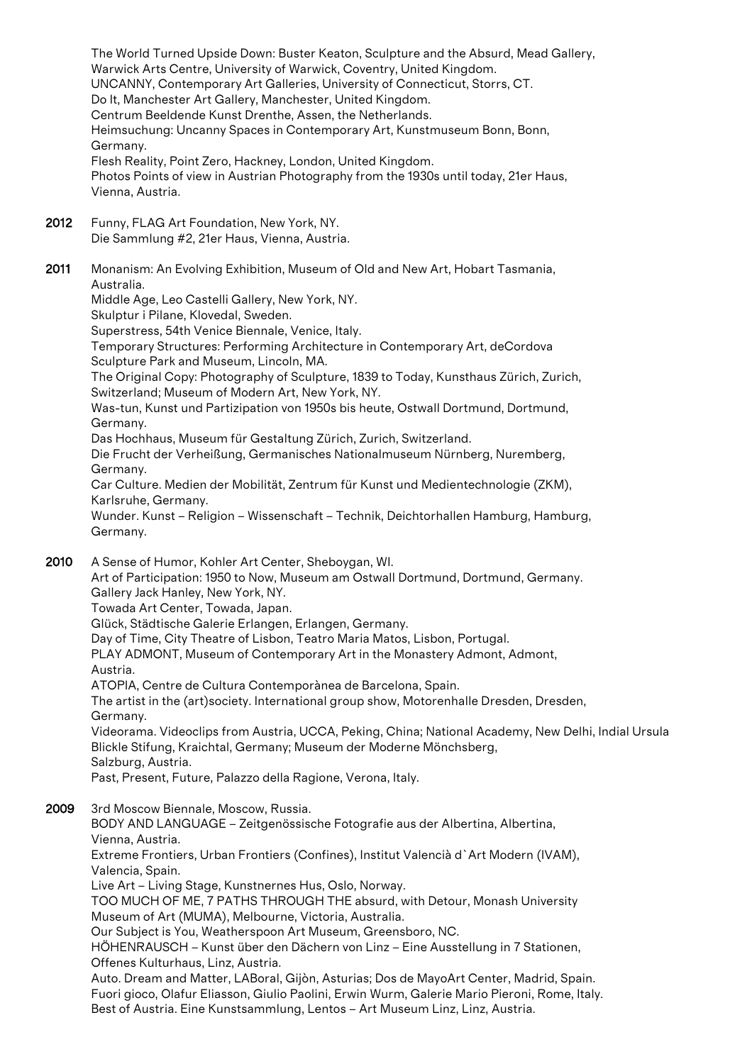The World Turned Upside Down: Buster Keaton, Sculpture and the Absurd, Mead Gallery, Warwick Arts Centre, University of Warwick, Coventry, United Kingdom.
UNCANNY, Contemporary Art Galleries, University of Connecticut, Storrs, CT.
Do It, Manchester Art Gallery, Manchester, United Kingdom.
Centrum Beeldende Kunst Drenthe, Assen, the Netherlands.
Heimsuchung: Uncanny Spaces in Contemporary Art, Kunstmuseum Bonn, Bonn, Germany.
Flesh Reality, Point Zero, Hackney, London, United Kingdom.
Photos Points of view in Austrian Photography from the 1930s until today, 21er Haus, Vienna, Austria.

**2012** Funny, FLAG Art Foundation, New York, NY.
Die Sammlung #2, 21er Haus, Vienna, Austria.

**2011** Monanism: An Evolving Exhibition, Museum of Old and New Art, Hobart Tasmania, Australia.
Middle Age, Leo Castelli Gallery, New York, NY.
Skulptur i Pilane, Klovedal, Sweden.
Superstress, 54th Venice Biennale, Venice, Italy.
Temporary Structures: Performing Architecture in Contemporary Art, deCordova Sculpture Park and Museum, Lincoln, MA.
The Original Copy: Photography of Sculpture, 1839 to Today, Kunsthaus Zürich, Zurich, Switzerland; Museum of Modern Art, New York, NY.
Was-tun, Kunst und Partizipation von 1950s bis heute, Ostwall Dortmund, Dortmund, Germany.
Das Hochhaus, Museum für Gestaltung Zürich, Zurich, Switzerland.
Die Frucht der Verheißung, Germanisches Nationalmuseum Nürnberg, Nuremberg, Germany.
Car Culture. Medien der Mobilität, Zentrum für Kunst und Medientechnologie (ZKM), Karlsruhe, Germany.
Wunder. Kunst – Religion – Wissenschaft – Technik, Deichtorhallen Hamburg, Hamburg, Germany.

**2010** A Sense of Humor, Kohler Art Center, Sheboygan, WI.
Art of Participation: 1950 to Now, Museum am Ostwall Dortmund, Dortmund, Germany.
Gallery Jack Hanley, New York, NY.
Towada Art Center, Towada, Japan.
Glück, Städtische Galerie Erlangen, Erlangen, Germany.
Day of Time, City Theatre of Lisbon, Teatro Maria Matos, Lisbon, Portugal.
PLAY ADMONT, Museum of Contemporary Art in the Monastery Admont, Admont, Austria.
ATOPIA, Centre de Cultura Contemporànea de Barcelona, Spain.
The artist in the (art)society. International group show, Motorenhalle Dresden, Dresden, Germany.
Videorama. Videoclips from Austria, UCCA, Peking, China; National Academy, New Delhi, Indial Ursula Blickle Stifung, Kraichtal, Germany; Museum der Moderne Mönchsberg, Salzburg, Austria.
Past, Present, Future, Palazzo della Ragione, Verona, Italy.

**2009** 3rd Moscow Biennale, Moscow, Russia.
BODY AND LANGUAGE – Zeitgenössische Fotografie aus der Albertina, Albertina, Vienna, Austria.
Extreme Frontiers, Urban Frontiers (Confines), Institut Valencià d`Art Modern (IVAM), Valencia, Spain.
Live Art – Living Stage, Kunstnernes Hus, Oslo, Norway.
TOO MUCH OF ME, 7 PATHS THROUGH THE absurd, with Detour, Monash University Museum of Art (MUMA), Melbourne, Victoria, Australia.
Our Subject is You, Weatherspoon Art Museum, Greensboro, NC.
HÖHENRAUSCH – Kunst über den Dächern von Linz – Eine Ausstellung in 7 Stationen, Offenes Kulturhaus, Linz, Austria.
Auto. Dream and Matter, LABoral, Gijòn, Asturias; Dos de MayoArt Center, Madrid, Spain.
Fuori gioco, Olafur Eliasson, Giulio Paolini, Erwin Wurm, Galerie Mario Pieroni, Rome, Italy.
Best of Austria. Eine Kunstsammlung, Lentos – Art Museum Linz, Linz, Austria.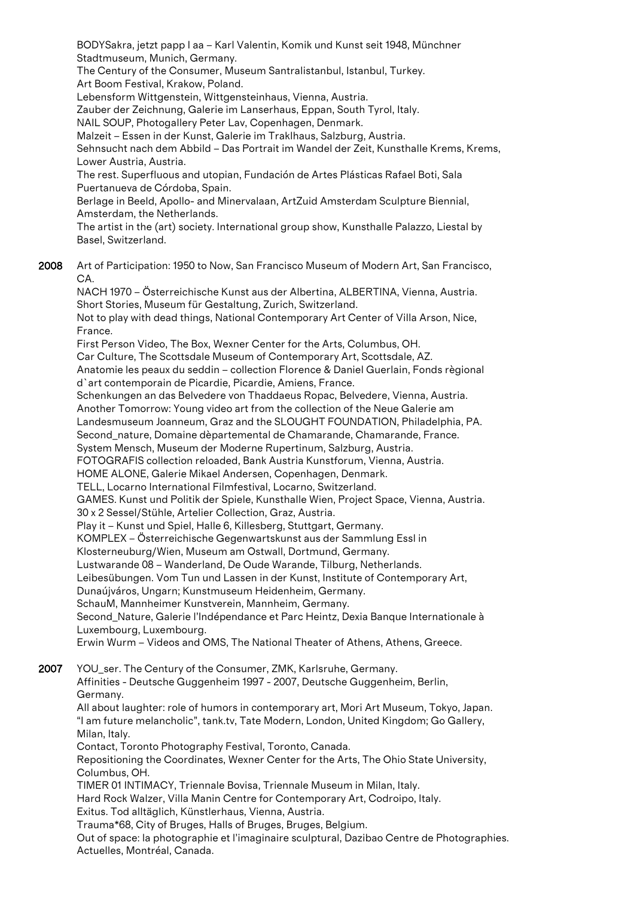BODYSakra, jetzt papp I aa – Karl Valentin, Komik und Kunst seit 1948, Münchner Stadtmuseum, Munich, Germany.
The Century of the Consumer, Museum Santralistanbul, Istanbul, Turkey.
Art Boom Festival, Krakow, Poland.
Lebensform Wittgenstein, Wittgensteinhaus, Vienna, Austria.
Zauber der Zeichnung, Galerie im Lanserhaus, Eppan, South Tyrol, Italy.
NAIL SOUP, Photogallery Peter Lav, Copenhagen, Denmark.
Malzeit – Essen in der Kunst, Galerie im Traklhaus, Salzburg, Austria.
Sehnsucht nach dem Abbild – Das Portrait im Wandel der Zeit, Kunsthalle Krems, Krems, Lower Austria, Austria.
The rest. Superfluous and utopian, Fundación de Artes Plásticas Rafael Boti, Sala Puertanueva de Córdoba, Spain.
Berlage in Beeld, Apollo- and Minervalaan, ArtZuid Amsterdam Sculpture Biennial, Amsterdam, the Netherlands.
The artist in the (art) society. International group show, Kunsthalle Palazzo, Liestal by Basel, Switzerland.

**2008** Art of Participation: 1950 to Now, San Francisco Museum of Modern Art, San Francisco, CA.
NACH 1970 – Österreichische Kunst aus der Albertina, ALBERTINA, Vienna, Austria.
Short Stories, Museum für Gestaltung, Zurich, Switzerland.
Not to play with dead things, National Contemporary Art Center of Villa Arson, Nice, France.
First Person Video, The Box, Wexner Center for the Arts, Columbus, OH.
Car Culture, The Scottsdale Museum of Contemporary Art, Scottsdale, AZ.
Anatomie les peaux du seddin – collection Florence & Daniel Guerlain, Fonds règional d`art contemporain de Picardie, Picardie, Amiens, France.
Schenkungen an das Belvedere von Thaddaeus Ropac, Belvedere, Vienna, Austria.
Another Tomorrow: Young video art from the collection of the Neue Galerie am Landesmuseum Joanneum, Graz and the SLOUGHT FOUNDATION, Philadelphia, PA.
Second_nature, Domaine dèpartemental de Chamarande, Chamarande, France.
System Mensch, Museum der Moderne Rupertinum, Salzburg, Austria.
FOTOGRAFIS collection reloaded, Bank Austria Kunstforum, Vienna, Austria.
HOME ALONE, Galerie Mikael Andersen, Copenhagen, Denmark.
TELL, Locarno International Filmfestival, Locarno, Switzerland.
GAMES. Kunst und Politik der Spiele, Kunsthalle Wien, Project Space, Vienna, Austria.
30 x 2 Sessel/Stühle, Artelier Collection, Graz, Austria.
Play it – Kunst und Spiel, Halle 6, Killesberg, Stuttgart, Germany.
KOMPLEX – Österreichische Gegenwartskunst aus der Sammlung Essl in Klosterneuburg/Wien, Museum am Ostwall, Dortmund, Germany.
Lustwarande 08 – Wanderland, De Oude Warande, Tilburg, Netherlands.
Leibesübungen. Vom Tun und Lassen in der Kunst, Institute of Contemporary Art, Dunaújváros, Ungarn; Kunstmuseum Heidenheim, Germany.
SchauM, Mannheimer Kunstverein, Mannheim, Germany.
Second_Nature, Galerie l'Indépendance et Parc Heintz, Dexia Banque Internationale à Luxembourg, Luxembourg.
Erwin Wurm – Videos and OMS, The National Theater of Athens, Athens, Greece.

**2007** YOU_ser. The Century of the Consumer, ZMK, Karlsruhe, Germany.
Affinities - Deutsche Guggenheim 1997 - 2007, Deutsche Guggenheim, Berlin, Germany.
All about laughter: role of humors in contemporary art, Mori Art Museum, Tokyo, Japan.
"I am future melancholic", tank.tv, Tate Modern, London, United Kingdom; Go Gallery, Milan, Italy.
Contact, Toronto Photography Festival, Toronto, Canada.
Repositioning the Coordinates, Wexner Center for the Arts, The Ohio State University, Columbus, OH.
TIMER 01 INTIMACY, Triennale Bovisa, Triennale Museum in Milan, Italy.
Hard Rock Walzer, Villa Manin Centre for Contemporary Art, Codroipo, Italy.
Exitus. Tod alltäglich, Künstlerhaus, Vienna, Austria.
Trauma*68, City of Bruges, Halls of Bruges, Bruges, Belgium.
Out of space: la photographie et l'imaginaire sculptural, Dazibao Centre de Photographies. Actuelles, Montréal, Canada.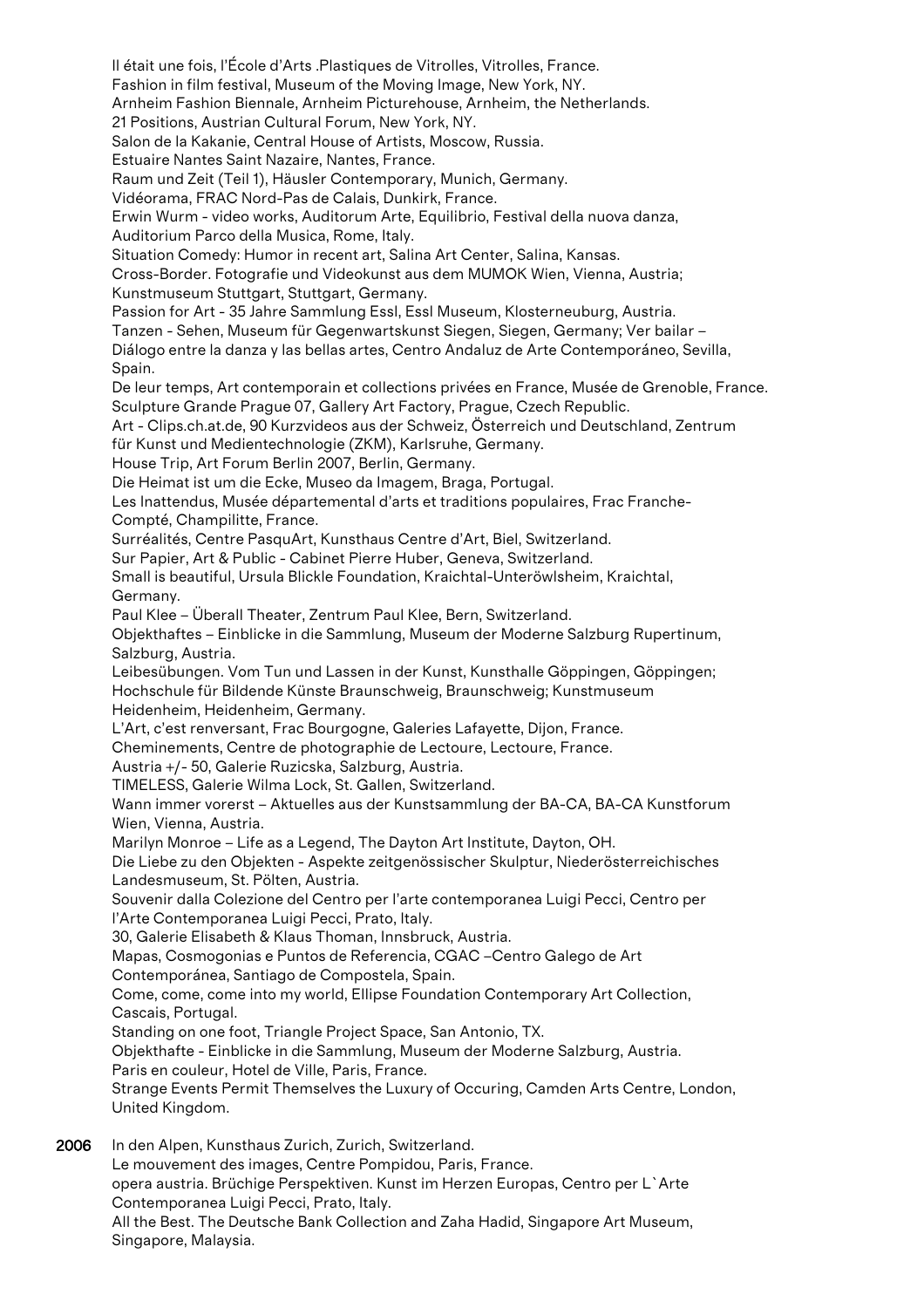Il était une fois, l'École d'Arts .Plastiques de Vitrolles, Vitrolles, France.
Fashion in film festival, Museum of the Moving Image, New York, NY.
Arnheim Fashion Biennale, Arnheim Picturehouse, Arnheim, the Netherlands.
21 Positions, Austrian Cultural Forum, New York, NY.
Salon de la Kakanie, Central House of Artists, Moscow, Russia.
Estuaire Nantes Saint Nazaire, Nantes, France.
Raum und Zeit (Teil 1), Häusler Contemporary, Munich, Germany.
Vidéorama, FRAC Nord-Pas de Calais, Dunkirk, France.
Erwin Wurm - video works, Auditorum Arte, Equilibrio, Festival della nuova danza, Auditorium Parco della Musica, Rome, Italy.
Situation Comedy: Humor in recent art, Salina Art Center, Salina, Kansas.
Cross-Border. Fotografie und Videokunst aus dem MUMOK Wien, Vienna, Austria; Kunstmuseum Stuttgart, Stuttgart, Germany.
Passion for Art - 35 Jahre Sammlung Essl, Essl Museum, Klosterneuburg, Austria.
Tanzen - Sehen, Museum für Gegenwartskunst Siegen, Siegen, Germany; Ver bailar – Diálogo entre la danza y las bellas artes, Centro Andaluz de Arte Contemporáneo, Sevilla, Spain.
De leur temps, Art contemporain et collections privées en France, Musée de Grenoble, France.
Sculpture Grande Prague 07, Gallery Art Factory, Prague, Czech Republic.
Art - Clips.ch.at.de, 90 Kurzvideos aus der Schweiz, Österreich und Deutschland, Zentrum für Kunst und Medientechnologie (ZKM), Karlsruhe, Germany.
House Trip, Art Forum Berlin 2007, Berlin, Germany.
Die Heimat ist um die Ecke, Museo da Imagem, Braga, Portugal.
Les Inattendus, Musée départemental d'arts et traditions populaires, Frac Franche-Compté, Champilitte, France.
Surréalités, Centre PasquArt, Kunsthaus Centre d'Art, Biel, Switzerland.
Sur Papier, Art & Public - Cabinet Pierre Huber, Geneva, Switzerland.
Small is beautiful, Ursula Blickle Foundation, Kraichtal-Unteröwlsheim, Kraichtal, Germany.
Paul Klee – Überall Theater, Zentrum Paul Klee, Bern, Switzerland.
Objekthaftes – Einblicke in die Sammlung, Museum der Moderne Salzburg Rupertinum, Salzburg, Austria.
Leibesübungen. Vom Tun und Lassen in der Kunst, Kunsthalle Göppingen, Göppingen; Hochschule für Bildende Künste Braunschweig, Braunschweig; Kunstmuseum Heidenheim, Heidenheim, Germany.
L'Art, c'est renversant, Frac Bourgogne, Galeries Lafayette, Dijon, France.
Cheminements, Centre de photographie de Lectoure, Lectoure, France.
Austria +/- 50, Galerie Ruzicska, Salzburg, Austria.
TIMELESS, Galerie Wilma Lock, St. Gallen, Switzerland.
Wann immer vorerst – Aktuelles aus der Kunstsammlung der BA-CA, BA-CA Kunstforum Wien, Vienna, Austria.
Marilyn Monroe – Life as a Legend, The Dayton Art Institute, Dayton, OH.
Die Liebe zu den Objekten - Aspekte zeitgenössischer Skulptur, Niederösterreichisches Landesmuseum, St. Pölten, Austria.
Souvenir dalla Colezione del Centro per l'arte contemporanea Luigi Pecci, Centro per l'Arte Contemporanea Luigi Pecci, Prato, Italy.
30, Galerie Elisabeth & Klaus Thoman, Innsbruck, Austria.
Mapas, Cosmogonias e Puntos de Referencia, CGAC –Centro Galego de Art Contemporánea, Santiago de Compostela, Spain.
Come, come, come into my world, Ellipse Foundation Contemporary Art Collection, Cascais, Portugal.
Standing on one foot, Triangle Project Space, San Antonio, TX.
Objekthafte - Einblicke in die Sammlung, Museum der Moderne Salzburg, Austria.
Paris en couleur, Hotel de Ville, Paris, France.
Strange Events Permit Themselves the Luxury of Occuring, Camden Arts Centre, London, United Kingdom.

**2006** In den Alpen, Kunsthaus Zurich, Zurich, Switzerland.
Le mouvement des images, Centre Pompidou, Paris, France.
opera austria. Brüchige Perspektiven. Kunst im Herzen Europas, Centro per L`Arte Contemporanea Luigi Pecci, Prato, Italy.
All the Best. The Deutsche Bank Collection and Zaha Hadid, Singapore Art Museum, Singapore, Malaysia.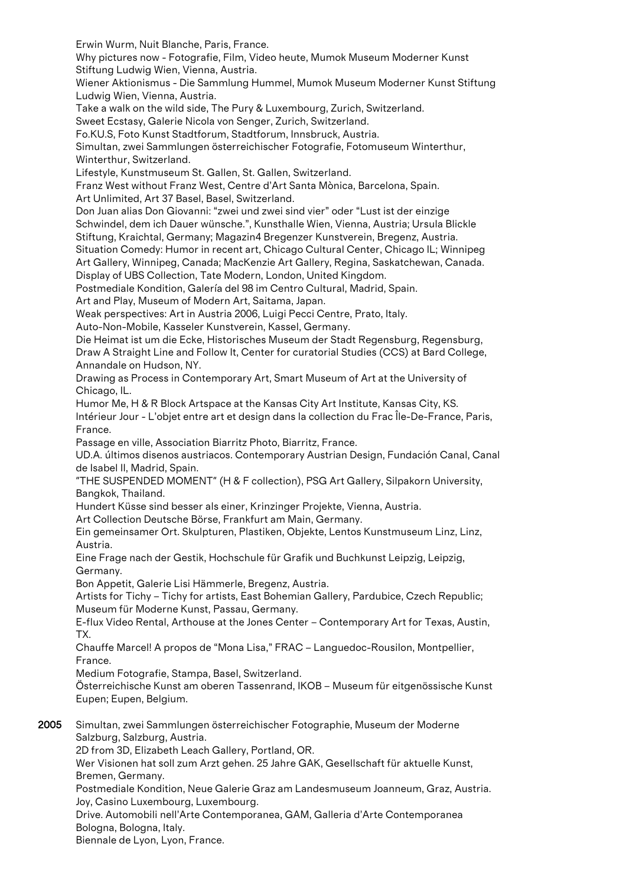Erwin Wurm, Nuit Blanche, Paris, France.
Why pictures now - Fotografie, Film, Video heute, Mumok Museum Moderner Kunst Stiftung Ludwig Wien, Vienna, Austria.
Wiener Aktionismus - Die Sammlung Hummel, Mumok Museum Moderner Kunst Stiftung Ludwig Wien, Vienna, Austria.
Take a walk on the wild side, The Pury & Luxembourg, Zurich, Switzerland.
Sweet Ecstasy, Galerie Nicola von Senger, Zurich, Switzerland.
Fo.KU.S, Foto Kunst Stadtforum, Stadtforum, Innsbruck, Austria.
Simultan, zwei Sammlungen österreichischer Fotografie, Fotomuseum Winterthur, Winterthur, Switzerland.
Lifestyle, Kunstmuseum St. Gallen, St. Gallen, Switzerland.
Franz West without Franz West, Centre d'Art Santa Mònica, Barcelona, Spain.
Art Unlimited, Art 37 Basel, Basel, Switzerland.
Don Juan alias Don Giovanni: "zwei und zwei sind vier" oder "Lust ist der einzige Schwindel, dem ich Dauer wünsche.", Kunsthalle Wien, Vienna, Austria; Ursula Blickle Stiftung, Kraichtal, Germany; Magazin4 Bregenzer Kunstverein, Bregenz, Austria.
Situation Comedy: Humor in recent art, Chicago Cultural Center, Chicago IL; Winnipeg Art Gallery, Winnipeg, Canada; MacKenzie Art Gallery, Regina, Saskatchewan, Canada.
Display of UBS Collection, Tate Modern, London, United Kingdom.
Postmediale Kondition, Galería del 98 im Centro Cultural, Madrid, Spain.
Art and Play, Museum of Modern Art, Saitama, Japan.
Weak perspectives: Art in Austria 2006, Luigi Pecci Centre, Prato, Italy.
Auto-Non-Mobile, Kasseler Kunstverein, Kassel, Germany.
Die Heimat ist um die Ecke, Historisches Museum der Stadt Regensburg, Regensburg,
Draw A Straight Line and Follow It, Center for curatorial Studies (CCS) at Bard College, Annandale on Hudson, NY.
Drawing as Process in Contemporary Art, Smart Museum of Art at the University of Chicago, IL.
Humor Me, H & R Block Artspace at the Kansas City Art Institute, Kansas City, KS.
Intérieur Jour - L'objet entre art et design dans la collection du Frac Île-De-France, Paris, France.
Passage en ville, Association Biarritz Photo, Biarritz, France.
UD.A. últimos disenos austriacos. Contemporary Austrian Design, Fundación Canal, Canal de Isabel II, Madrid, Spain.
"THE SUSPENDED MOMENT" (H & F collection), PSG Art Gallery, Silpakorn University, Bangkok, Thailand.
Hundert Küsse sind besser als einer, Krinzinger Projekte, Vienna, Austria.
Art Collection Deutsche Börse, Frankfurt am Main, Germany.
Ein gemeinsamer Ort. Skulpturen, Plastiken, Objekte, Lentos Kunstmuseum Linz, Linz, Austria.
Eine Frage nach der Gestik, Hochschule für Grafik und Buchkunst Leipzig, Leipzig, Germany.
Bon Appetit, Galerie Lisi Hämmerle, Bregenz, Austria.
Artists for Tichy – Tichy for artists, East Bohemian Gallery, Pardubice, Czech Republic; Museum für Moderne Kunst, Passau, Germany.
E-flux Video Rental, Arthouse at the Jones Center – Contemporary Art for Texas, Austin, TX.
Chauffe Marcel! A propos de "Mona Lisa," FRAC – Languedoc-Rousilon, Montpellier, France.
Medium Fotografie, Stampa, Basel, Switzerland.
Österreichische Kunst am oberen Tassenrand, IKOB – Museum für eitgenössische Kunst Eupen; Eupen, Belgium.

**2005** Simultan, zwei Sammlungen österreichischer Fotographie, Museum der Moderne Salzburg, Salzburg, Austria.
2D from 3D, Elizabeth Leach Gallery, Portland, OR.
Wer Visionen hat soll zum Arzt gehen. 25 Jahre GAK, Gesellschaft für aktuelle Kunst, Bremen, Germany.
Postmediale Kondition, Neue Galerie Graz am Landesmuseum Joanneum, Graz, Austria.
Joy, Casino Luxembourg, Luxembourg.
Drive. Automobili nell'Arte Contemporanea, GAM, Galleria d'Arte Contemporanea Bologna, Bologna, Italy.
Biennale de Lyon, Lyon, France.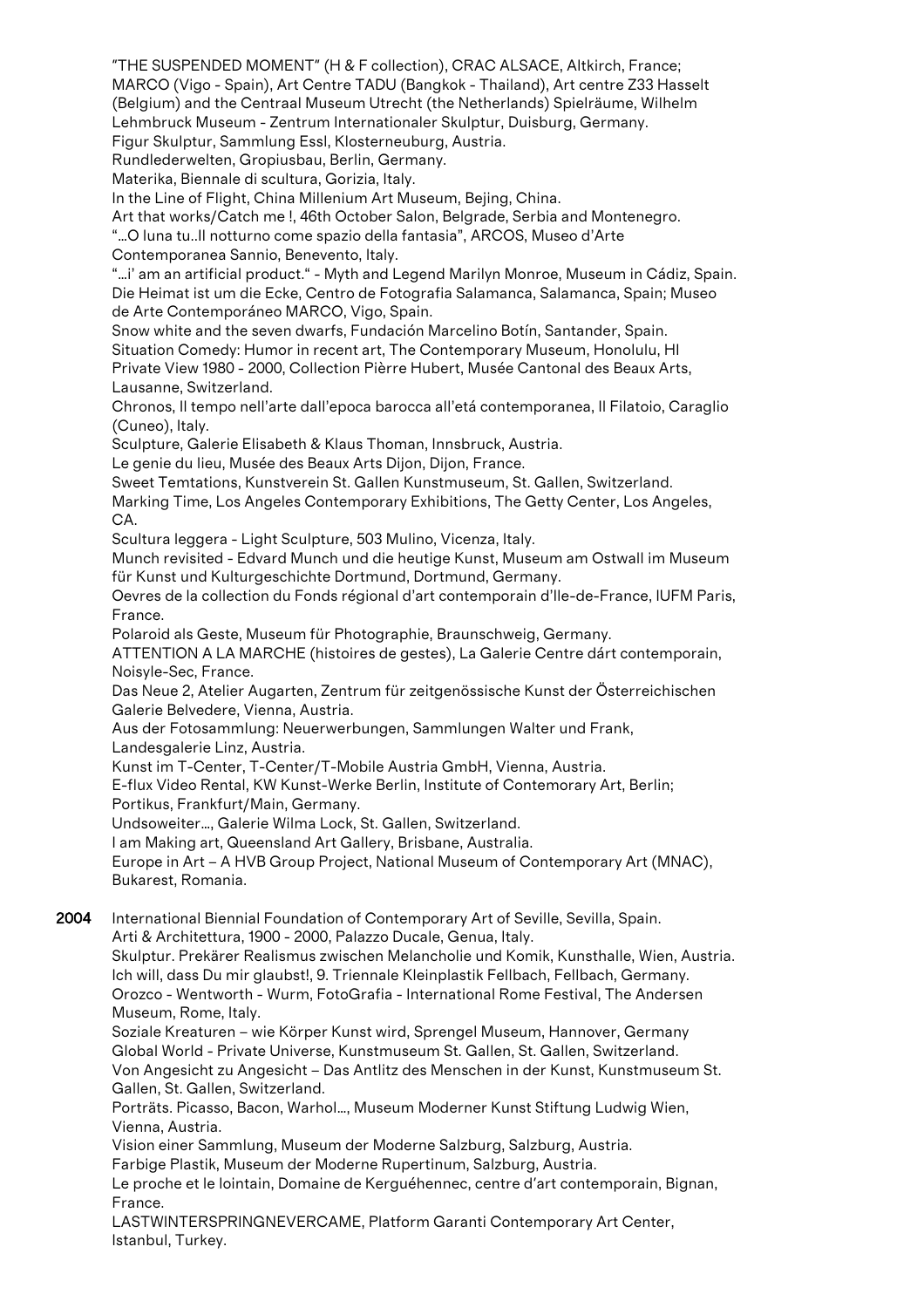"THE SUSPENDED MOMENT" (H & F collection), CRAC ALSACE, Altkirch, France; MARCO (Vigo - Spain), Art Centre TADU (Bangkok - Thailand), Art centre Z33 Hasselt (Belgium) and the Centraal Museum Utrecht (the Netherlands) Spielräume, Wilhelm Lehmbruck Museum – Zentrum Internationaler Skulptur, Duisburg, Germany.
Figur Skulptur, Sammlung Essl, Klosterneuburg, Austria.
Rundlederwelten, Gropiusbau, Berlin, Germany.
Materika, Biennale di scultura, Gorizia, Italy.
In the Line of Flight, China Millenium Art Museum, Bejing, China.
Art that works/Catch me !, 46th October Salon, Belgrade, Serbia and Montenegro.
"...O luna tu..Il notturno come spazio della fantasia", ARCOS, Museo d'Arte Contemporanea Sannio, Benevento, Italy.
"...i' am an artificial product." - Myth and Legend Marilyn Monroe, Museum in Cádiz, Spain.
Die Heimat ist um die Ecke, Centro de Fotografia Salamanca, Salamanca, Spain; Museo de Arte Contemporáneo MARCO, Vigo, Spain.
Snow white and the seven dwarfs, Fundación Marcelino Botín, Santander, Spain.
Situation Comedy: Humor in recent art, The Contemporary Museum, Honolulu, HI
Private View 1980 - 2000, Collection Pièrre Hubert, Musée Cantonal des Beaux Arts, Lausanne, Switzerland.
Chronos, Il tempo nell'arte dall'epoca barocca all'etá contemporanea, Il Filatoio, Caraglio (Cuneo), Italy.
Sculpture, Galerie Elisabeth & Klaus Thoman, Innsbruck, Austria.
Le genie du lieu, Musée des Beaux Arts Dijon, Dijon, France.
Sweet Temtations, Kunstverein St. Gallen Kunstmuseum, St. Gallen, Switzerland.
Marking Time, Los Angeles Contemporary Exhibitions, The Getty Center, Los Angeles, CA.
Scultura leggera - Light Sculpture, 503 Mulino, Vicenza, Italy.
Munch revisited - Edvard Munch und die heutige Kunst, Museum am Ostwall im Museum für Kunst und Kulturgeschichte Dortmund, Dortmund, Germany.
Oevres de la collection du Fonds régional d'art contemporain d'Ile-de-France, IUFM Paris, France.
Polaroid als Geste, Museum für Photographie, Braunschweig, Germany.
ATTENTION A LA MARCHE (histoires de gestes), La Galerie Centre dárt contemporain, Noisyle-Sec, France.
Das Neue 2, Atelier Augarten, Zentrum für zeitgenössische Kunst der Österreichischen Galerie Belvedere, Vienna, Austria.
Aus der Fotosammlung: Neuerwerbungen, Sammlungen Walter und Frank, Landesgalerie Linz, Austria.
Kunst im T-Center, T-Center/T-Mobile Austria GmbH, Vienna, Austria.
E-flux Video Rental, KW Kunst-Werke Berlin, Institute of Contemorary Art, Berlin; Portikus, Frankfurt/Main, Germany.
Undsoweiter..., Galerie Wilma Lock, St. Gallen, Switzerland.
I am Making art, Queensland Art Gallery, Brisbane, Australia.
Europe in Art – A HVB Group Project, National Museum of Contemporary Art (MNAC), Bukarest, Romania.

**2004** International Biennial Foundation of Contemporary Art of Seville, Sevilla, Spain.
Arti & Architettura, 1900 - 2000, Palazzo Ducale, Genua, Italy.
Skulptur. Prekärer Realismus zwischen Melancholie und Komik, Kunsthalle, Wien, Austria.
Ich will, dass Du mir glaubst!, 9. Triennale Kleinplastik Fellbach, Fellbach, Germany.
Orozco - Wentworth - Wurm, FotoGrafia - International Rome Festival, The Andersen Museum, Rome, Italy.
Soziale Kreaturen – wie Körper Kunst wird, Sprengel Museum, Hannover, Germany
Global World - Private Universe, Kunstmuseum St. Gallen, St. Gallen, Switzerland.
Von Angesicht zu Angesicht – Das Antlitz des Menschen in der Kunst, Kunstmuseum St. Gallen, St. Gallen, Switzerland.
Porträts. Picasso, Bacon, Warhol..., Museum Moderner Kunst Stiftung Ludwig Wien, Vienna, Austria.
Vision einer Sammlung, Museum der Moderne Salzburg, Salzburg, Austria.
Farbige Plastik, Museum der Moderne Rupertinum, Salzburg, Austria.
Le proche et le lointain, Domaine de Kerguéhennec, centre d'art contemporain, Bignan, France.
LASTWINTERSPRINGNEVERCAME, Platform Garanti Contemporary Art Center, Istanbul, Turkey.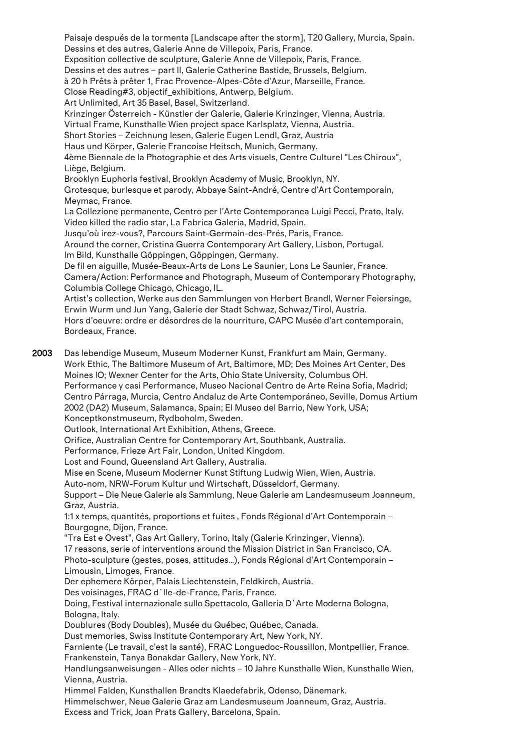Paisaje después de la tormenta [Landscape after the storm], T20 Gallery, Murcia, Spain.
Dessins et des autres, Galerie Anne de Villepoix, Paris, France.
Exposition collective de sculpture, Galerie Anne de Villepoix, Paris, France.
Dessins et des autres – part II, Galerie Catherine Bastide, Brussels, Belgium.
à 20 h Prêts à prêter 1, Frac Provence-Alpes-Côte d'Azur, Marseille, France.
Close Reading#3, objectif_exhibitions, Antwerp, Belgium.
Art Unlimited, Art 35 Basel, Basel, Switzerland.
Krinzinger Österreich - Künstler der Galerie, Galerie Krinzinger, Vienna, Austria.
Virtual Frame, Kunsthalle Wien project space Karlsplatz, Vienna, Austria.
Short Stories – Zeichnung lesen, Galerie Eugen Lendl, Graz, Austria
Haus und Körper, Galerie Francoise Heitsch, Munich, Germany.
4ème Biennale de la Photographie et des Arts visuels, Centre Culturel "Les Chiroux", Liège, Belgium.
Brooklyn Euphoria festival, Brooklyn Academy of Music, Brooklyn, NY.
Grotesque, burlesque et parody, Abbaye Saint-André, Centre d'Art Contemporain, Meymac, France.
La Collezione permanente, Centro per l'Arte Contemporanea Luigi Pecci, Prato, Italy.
Video killed the radio star, La Fabrica Galeria, Madrid, Spain.
Jusqu'où irez-vous?, Parcours Saint-Germain-des-Prés, Paris, France.
Around the corner, Cristina Guerra Contemporary Art Gallery, Lisbon, Portugal.
Im Bild, Kunsthalle Göppingen, Göppingen, Germany.
De fil en aiguille, Musée-Beaux-Arts de Lons Le Saunier, Lons Le Saunier, France.
Camera/Action: Performance and Photograph, Museum of Contemporary Photography, Columbia College Chicago, Chicago, IL.
Artist's collection, Werke aus den Sammlungen von Herbert Brandl, Werner Feiersinge, Erwin Wurm und Jun Yang, Galerie der Stadt Schwaz, Schwaz/Tirol, Austria.
Hors d'oeuvre: ordre er désordres de la nourriture, CAPC Musée d'art contemporain, Bordeaux, France.

**2003** Das lebendige Museum, Museum Moderner Kunst, Frankfurt am Main, Germany.
Work Ethic, The Baltimore Museum of Art, Baltimore, MD; Des Moines Art Center, Des Moines IO; Wexner Center for the Arts, Ohio State University, Columbus OH.
Performance y casi Performance, Museo Nacional Centro de Arte Reina Sofia, Madrid; Centro Párraga, Murcia, Centro Andaluz de Arte Contemporáneo, Seville, Domus Artium 2002 (DA2) Museum, Salamanca, Spain; El Museo del Barrio, New York, USA; Konceptkonstmuseum, Rydboholm, Sweden.
Outlook, International Art Exhibition, Athens, Greece.
Orifice, Australian Centre for Contemporary Art, Southbank, Australia.
Performance, Frieze Art Fair, London, United Kingdom.
Lost and Found, Queensland Art Gallery, Australia.
Mise en Scene, Museum Moderner Kunst Stiftung Ludwig Wien, Wien, Austria.
Auto-nom, NRW-Forum Kultur und Wirtschaft, Düsseldorf, Germany.
Support – Die Neue Galerie als Sammlung, Neue Galerie am Landesmuseum Joanneum, Graz, Austria.
1:1 x temps, quantités, proportions et fuites , Fonds Régional d'Art Contemporain – Bourgogne, Dijon, France.
"Tra Est e Ovest", Gas Art Gallery, Torino, Italy (Galerie Krinzinger, Vienna).
17 reasons, serie of interventions around the Mission District in San Francisco, CA.
Photo-sculpture (gestes, poses, attitudes…), Fonds Régional d'Art Contemporain – Limousin, Limoges, France.
Der ephemere Körper, Palais Liechtenstein, Feldkirch, Austria.
Des voisinages, FRAC d`Ile-de-France, Paris, France.
Doing, Festival internazionale sullo Spettacolo, Galleria D`Arte Moderna Bologna, Bologna, Italy.
Doublures (Body Doubles), Musée du Québec, Québec, Canada.
Dust memories, Swiss Institute Contemporary Art, New York, NY.
Farniente (Le travail, c'est la santé), FRAC Longuedoc-Roussillon, Montpellier, France.
Frankenstein, Tanya Bonakdar Gallery, New York, NY.
Handlungsanweisungen - Alles oder nichts – 10 Jahre Kunsthalle Wien, Kunsthalle Wien, Vienna, Austria.
Himmel Falden, Kunsthallen Brandts Klaedefabrik, Odenso, Dänemark.
Himmelschwer, Neue Galerie Graz am Landesmuseum Joanneum, Graz, Austria.
Excess and Trick, Joan Prats Gallery, Barcelona, Spain.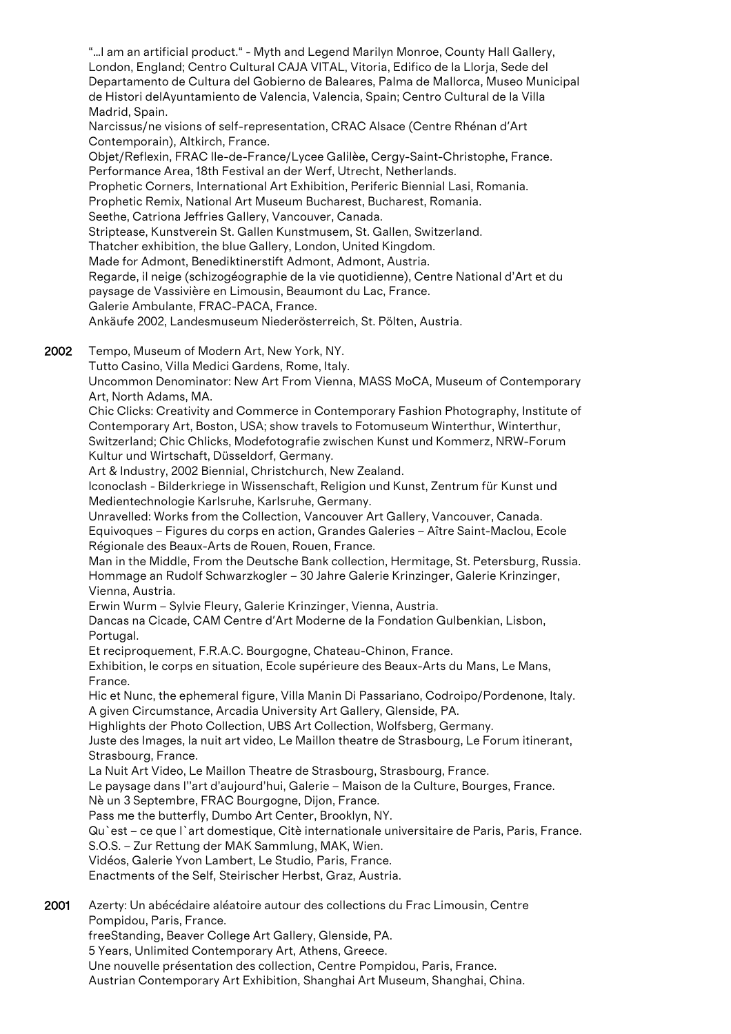"…I am an artificial product." - Myth and Legend Marilyn Monroe, County Hall Gallery, London, England; Centro Cultural CAJA VITAL, Vitoria, Edifico de la Llorja, Sede del Departamento de Cultura del Gobierno de Baleares, Palma de Mallorca, Museo Municipal de Histori delAyuntamiento de Valencia, Valencia, Spain; Centro Cultural de la Villa Madrid, Spain.
Narcissus/ne visions of self-representation, CRAC Alsace (Centre Rhénan d'Art Contemporain), Altkirch, France.
Objet/Reflexin, FRAC Ile-de-France/Lycee Galilèe, Cergy-Saint-Christophe, France.
Performance Area, 18th Festival an der Werf, Utrecht, Netherlands.
Prophetic Corners, International Art Exhibition, Periferic Biennial Lasi, Romania.
Prophetic Remix, National Art Museum Bucharest, Bucharest, Romania.
Seethe, Catriona Jeffries Gallery, Vancouver, Canada.
Striptease, Kunstverein St. Gallen Kunstmusem, St. Gallen, Switzerland.
Thatcher exhibition, the blue Gallery, London, United Kingdom.
Made for Admont, Benediktinerstift Admont, Admont, Austria.
Regarde, il neige (schizogéographie de la vie quotidienne), Centre National d'Art et du paysage de Vassivière en Limousin, Beaumont du Lac, France.
Galerie Ambulante, FRAC-PACA, France.
Ankäufe 2002, Landesmuseum Niederösterreich, St. Pölten, Austria.

**2002** Tempo, Museum of Modern Art, New York, NY.
Tutto Casino, Villa Medici Gardens, Rome, Italy.
Uncommon Denominator: New Art From Vienna, MASS MoCA, Museum of Contemporary Art, North Adams, MA.
Chic Clicks: Creativity and Commerce in Contemporary Fashion Photography, Institute of Contemporary Art, Boston, USA; show travels to Fotomuseum Winterthur, Winterthur, Switzerland; Chic Chlicks, Modefotografie zwischen Kunst und Kommerz, NRW-Forum Kultur und Wirtschaft, Düsseldorf, Germany.
Art & Industry, 2002 Biennial, Christchurch, New Zealand.
Iconoclash - Bilderkriege in Wissenschaft, Religion und Kunst, Zentrum für Kunst und Medientechnologie Karlsruhe, Karlsruhe, Germany.
Unravelled: Works from the Collection, Vancouver Art Gallery, Vancouver, Canada.
Equivoques – Figures du corps en action, Grandes Galeries – Aître Saint-Maclou, Ecole Régionale des Beaux-Arts de Rouen, Rouen, France.
Man in the Middle, From the Deutsche Bank collection, Hermitage, St. Petersburg, Russia.
Hommage an Rudolf Schwarzkogler – 30 Jahre Galerie Krinzinger, Galerie Krinzinger, Vienna, Austria.
Erwin Wurm – Sylvie Fleury, Galerie Krinzinger, Vienna, Austria.
Dancas na Cicade, CAM Centre d'Art Moderne de la Fondation Gulbenkian, Lisbon, Portugal.
Et reciproquement, F.R.A.C. Bourgogne, Chateau-Chinon, France.
Exhibition, le corps en situation, Ecole supérieure des Beaux-Arts du Mans, Le Mans, France.
Hic et Nunc, the ephemeral figure, Villa Manin Di Passariano, Codroipo/Pordenone, Italy.
A given Circumstance, Arcadia University Art Gallery, Glenside, PA.
Highlights der Photo Collection, UBS Art Collection, Wolfsberg, Germany.
Juste des Images, la nuit art video, Le Maillon theatre de Strasbourg, Le Forum itinerant, Strasbourg, France.
La Nuit Art Video, Le Maillon Theatre de Strasbourg, Strasbourg, France.
Le paysage dans l''art d'aujourd'hui, Galerie – Maison de la Culture, Bourges, France.
Nè un 3 Septembre, FRAC Bourgogne, Dijon, France.
Pass me the butterfly, Dumbo Art Center, Brooklyn, NY.
Qu`est – ce que l`art domestique, Citè internationale universitaire de Paris, Paris, France.
S.O.S. – Zur Rettung der MAK Sammlung, MAK, Wien.
Vidéos, Galerie Yvon Lambert, Le Studio, Paris, France.
Enactments of the Self, Steirischer Herbst, Graz, Austria.

**2001** Azerty: Un abécédaire aléatoire autour des collections du Frac Limousin, Centre Pompidou, Paris, France.
freeStanding, Beaver College Art Gallery, Glenside, PA.
5 Years, Unlimited Contemporary Art, Athens, Greece.
Une nouvelle présentation des collection, Centre Pompidou, Paris, France.
Austrian Contemporary Art Exhibition, Shanghai Art Museum, Shanghai, China.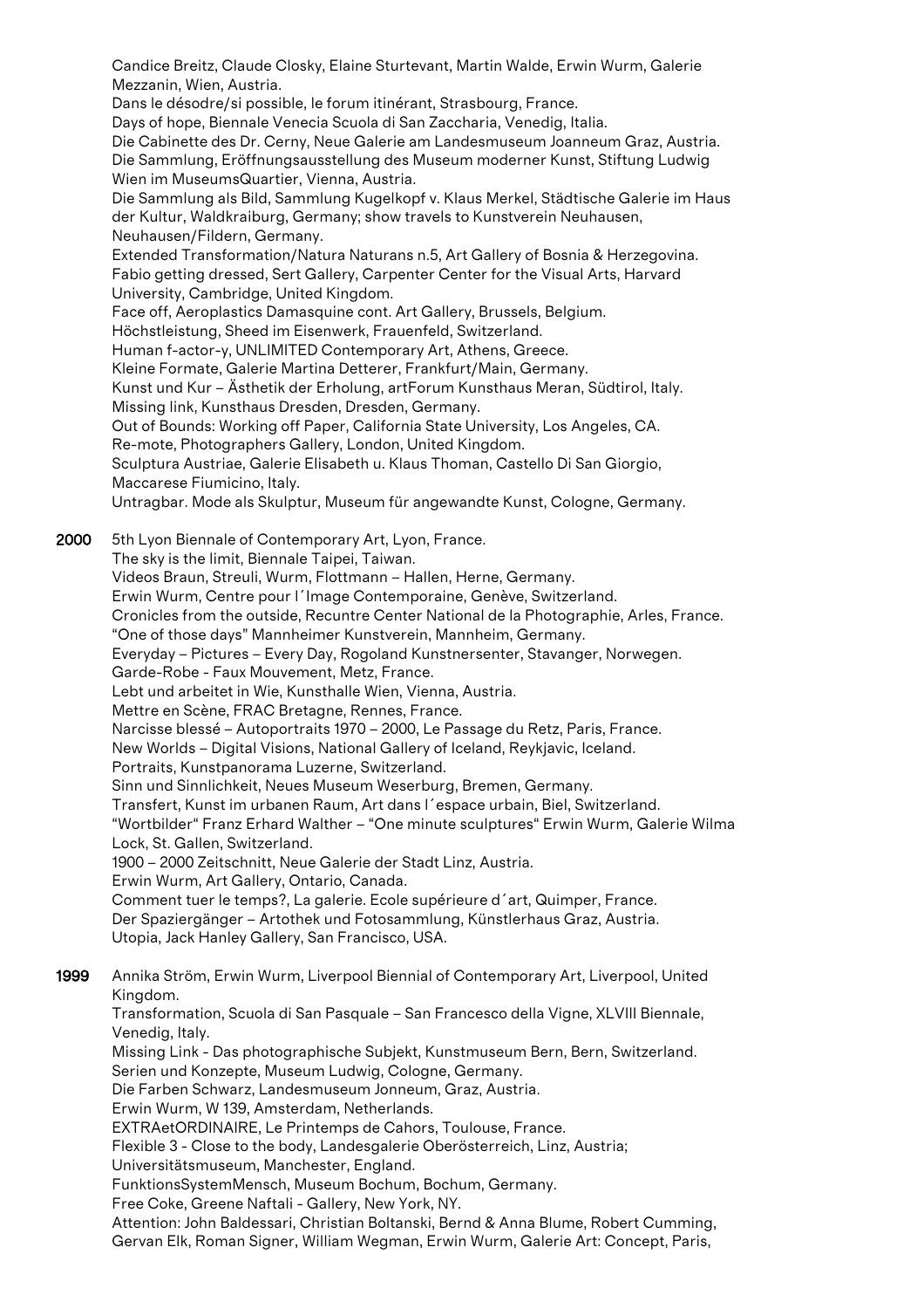Candice Breitz, Claude Closky, Elaine Sturtevant, Martin Walde, Erwin Wurm, Galerie Mezzanin, Wien, Austria.
Dans le désodre/si possible, le forum itinérant, Strasbourg, France.
Days of hope, Biennale Venecia Scuola di San Zaccharia, Venedig, Italia.
Die Cabinette des Dr. Cerny, Neue Galerie am Landesmuseum Joanneum Graz, Austria.
Die Sammlung, Eröffnungsausstellung des Museum moderner Kunst, Stiftung Ludwig Wien im MuseumsQuartier, Vienna, Austria.
Die Sammlung als Bild, Sammlung Kugelkopf v. Klaus Merkel, Städtische Galerie im Haus der Kultur, Waldkraiburg, Germany; show travels to Kunstverein Neuhausen, Neuhausen/Fildern, Germany.
Extended Transformation/Natura Naturans n.5, Art Gallery of Bosnia & Herzegovina.
Fabio getting dressed, Sert Gallery, Carpenter Center for the Visual Arts, Harvard University, Cambridge, United Kingdom.
Face off, Aeroplastics Damasquine cont. Art Gallery, Brussels, Belgium.
Höchstleistung, Sheed im Eisenwerk, Frauenfeld, Switzerland.
Human f-actor-y, UNLIMITED Contemporary Art, Athens, Greece.
Kleine Formate, Galerie Martina Detterer, Frankfurt/Main, Germany.
Kunst und Kur – Ästhetik der Erholung, artForum Kunsthaus Meran, Südtirol, Italy.
Missing link, Kunsthaus Dresden, Dresden, Germany.
Out of Bounds: Working off Paper, California State University, Los Angeles, CA.
Re-mote, Photographers Gallery, London, United Kingdom.
Sculptura Austriae, Galerie Elisabeth u. Klaus Thoman, Castello Di San Giorgio, Maccarese Fiumicino, Italy.
Untragbar. Mode als Skulptur, Museum für angewandte Kunst, Cologne, Germany.

**2000** 5th Lyon Biennale of Contemporary Art, Lyon, France.
The sky is the limit, Biennale Taipei, Taiwan.
Videos Braun, Streuli, Wurm, Flottmann – Hallen, Herne, Germany.
Erwin Wurm, Centre pour l´Image Contemporaine, Genève, Switzerland.
Cronicles from the outside, Recuntre Center National de la Photographie, Arles, France.
"One of those days" Mannheimer Kunstverein, Mannheim, Germany.
Everyday – Pictures – Every Day, Rogoland Kunstnersenter, Stavanger, Norwegen.
Garde-Robe - Faux Mouvement, Metz, France.
Lebt und arbeitet in Wie, Kunsthalle Wien, Vienna, Austria.
Mettre en Scène, FRAC Bretagne, Rennes, France.
Narcisse blessé – Autoportraits 1970 – 2000, Le Passage du Retz, Paris, France.
New Worlds – Digital Visions, National Gallery of Iceland, Reykjavic, Iceland.
Portraits, Kunstpanorama Luzerne, Switzerland.
Sinn und Sinnlichkeit, Neues Museum Weserburg, Bremen, Germany.
Transfert, Kunst im urbanen Raum, Art dans l´espace urbain, Biel, Switzerland.
"Wortbilder" Franz Erhard Walther – "One minute sculptures" Erwin Wurm, Galerie Wilma Lock, St. Gallen, Switzerland.
1900 – 2000 Zeitschnitt, Neue Galerie der Stadt Linz, Austria.
Erwin Wurm, Art Gallery, Ontario, Canada.
Comment tuer le temps?, La galerie. Ecole supérieure d´art, Quimper, France.
Der Spaziergänger – Artothek und Fotosammlung, Künstlerhaus Graz, Austria.
Utopia, Jack Hanley Gallery, San Francisco, USA.

**1999** Annika Ström, Erwin Wurm, Liverpool Biennial of Contemporary Art, Liverpool, United Kingdom.
Transformation, Scuola di San Pasquale – San Francesco della Vigne, XLVIII Biennale, Venedig, Italy.
Missing Link - Das photographische Subjekt, Kunstmuseum Bern, Bern, Switzerland.
Serien und Konzepte, Museum Ludwig, Cologne, Germany.
Die Farben Schwarz, Landesmuseum Jonneum, Graz, Austria.
Erwin Wurm, W 139, Amsterdam, Netherlands.
EXTRAetORDINAIRE, Le Printemps de Cahors, Toulouse, France.
Flexible 3 - Close to the body, Landesgalerie Oberösterreich, Linz, Austria; Universitätsmuseum, Manchester, England.
FunktionsSystemMensch, Museum Bochum, Bochum, Germany.
Free Coke, Greene Naftali - Gallery, New York, NY.
Attention: John Baldessari, Christian Boltanski, Bernd & Anna Blume, Robert Cumming, Gervan Elk, Roman Signer, William Wegman, Erwin Wurm, Galerie Art: Concept, Paris,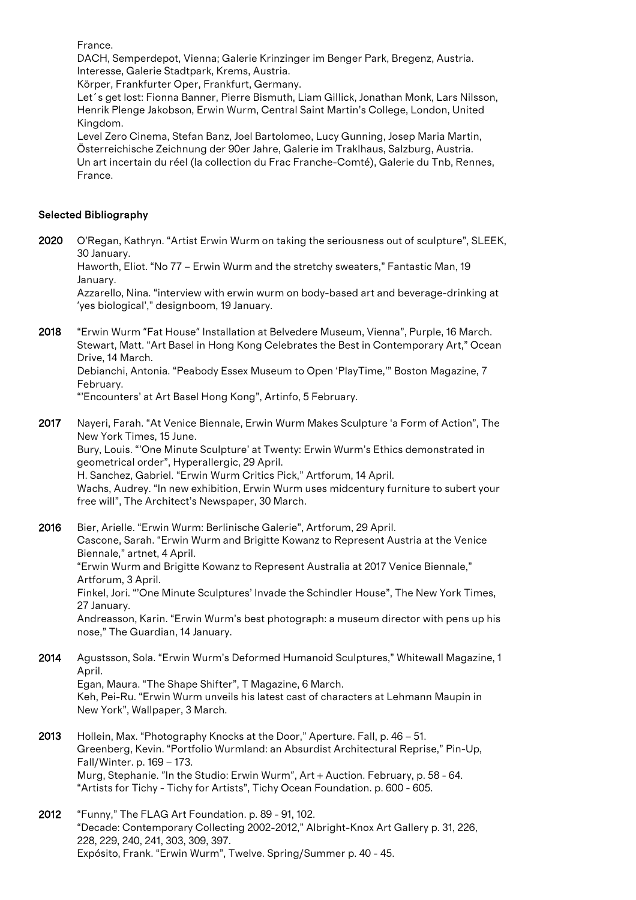France.
DACH, Semperdepot, Vienna; Galerie Krinzinger im Benger Park, Bregenz, Austria.
Interesse, Galerie Stadtpark, Krems, Austria.
Körper, Frankfurter Oper, Frankfurt, Germany.
Let´s get lost: Fionna Banner, Pierre Bismuth, Liam Gillick, Jonathan Monk, Lars Nilsson, Henrik Plenge Jakobson, Erwin Wurm, Central Saint Martin's College, London, United Kingdom.
Level Zero Cinema, Stefan Banz, Joel Bartolomeo, Lucy Gunning, Josep Maria Martin, Österreichische Zeichnung der 90er Jahre, Galerie im Traklhaus, Salzburg, Austria.
Un art incertain du réel (la collection du Frac Franche-Comté), Galerie du Tnb, Rennes, France.

## Selected Bibliography

**2020** O'Regan, Kathryn. "Artist Erwin Wurm on taking the seriousness out of sculpture", SLEEK, 30 January.
Haworth, Eliot. "No 77 – Erwin Wurm and the stretchy sweaters," Fantastic Man, 19 January.
Azzarello, Nina. "interview with erwin wurm on body-based art and beverage-drinking at 'yes biological'," designboom, 19 January.

**2018** "Erwin Wurm "Fat House" Installation at Belvedere Museum, Vienna", Purple, 16 March.
Stewart, Matt. "Art Basel in Hong Kong Celebrates the Best in Contemporary Art," Ocean Drive, 14 March.
Debianchi, Antonia. "Peabody Essex Museum to Open 'PlayTime,'" Boston Magazine, 7 February.
"'Encounters' at Art Basel Hong Kong", Artinfo, 5 February.

**2017** Nayeri, Farah. "At Venice Biennale, Erwin Wurm Makes Sculpture 'a Form of Action", The New York Times, 15 June.
Bury, Louis. "'One Minute Sculpture' at Twenty: Erwin Wurm's Ethics demonstrated in geometrical order", Hyperallergic, 29 April.
H. Sanchez, Gabriel. "Erwin Wurm Critics Pick," Artforum, 14 April.
Wachs, Audrey. "In new exhibition, Erwin Wurm uses midcentury furniture to subert your free will", The Architect's Newspaper, 30 March.

**2016** Bier, Arielle. "Erwin Wurm: Berlinische Galerie", Artforum, 29 April.
Cascone, Sarah. "Erwin Wurm and Brigitte Kowanz to Represent Austria at the Venice Biennale," artnet, 4 April.
"Erwin Wurm and Brigitte Kowanz to Represent Australia at 2017 Venice Biennale," Artforum, 3 April.
Finkel, Jori. "'One Minute Sculptures' Invade the Schindler House", The New York Times, 27 January.
Andreasson, Karin. "Erwin Wurm's best photograph: a museum director with pens up his nose," The Guardian, 14 January.

**2014** Agustsson, Sola. "Erwin Wurm's Deformed Humanoid Sculptures," Whitewall Magazine, 1 April.
Egan, Maura. "The Shape Shifter", T Magazine, 6 March.
Keh, Pei-Ru. "Erwin Wurm unveils his latest cast of characters at Lehmann Maupin in New York", Wallpaper, 3 March.

**2013** Hollein, Max. "Photography Knocks at the Door," Aperture. Fall, p. 46 – 51.
Greenberg, Kevin. "Portfolio Wurmland: an Absurdist Architectural Reprise," Pin-Up, Fall/Winter. p. 169 – 173.
Murg, Stephanie. "In the Studio: Erwin Wurm", Art + Auction. February, p. 58 - 64.
"Artists for Tichy - Tichy for Artists", Tichy Ocean Foundation. p. 600 - 605.

**2012** "Funny," The FLAG Art Foundation. p. 89 - 91, 102.
"Decade: Contemporary Collecting 2002-2012," Albright-Knox Art Gallery p. 31, 226, 228, 229, 240, 241, 303, 309, 397.
Expósito, Frank. "Erwin Wurm", Twelve. Spring/Summer p. 40 - 45.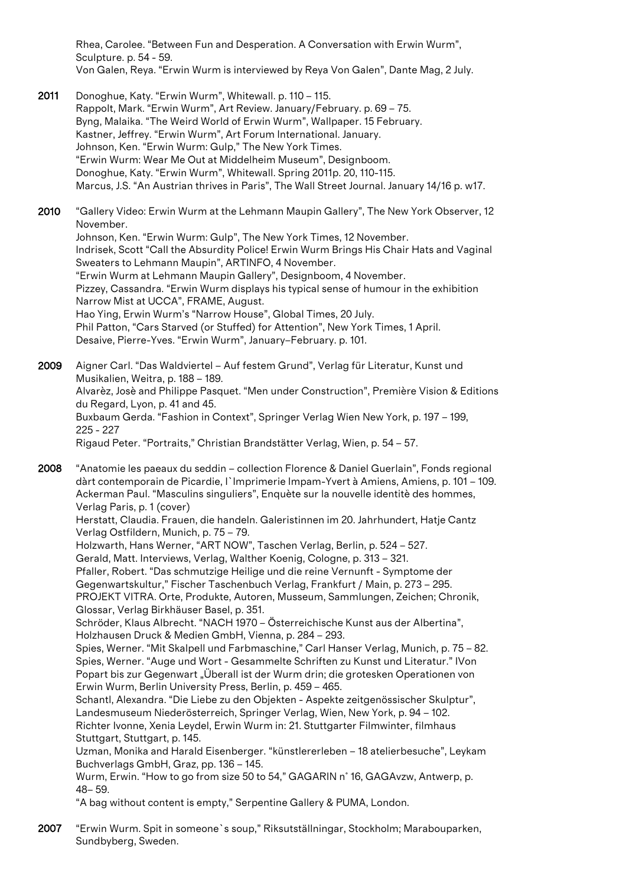Rhea, Carolee. “Between Fun and Desperation. A Conversation with Erwin Wurm”, Sculpture. p. 54 - 59.
Von Galen, Reya. “Erwin Wurm is interviewed by Reya Von Galen”, Dante Mag, 2 July.

**2011** Donoghue, Katy. “Erwin Wurm”, Whitewall. p. 110 – 115.
Rappolt, Mark. “Erwin Wurm”, Art Review. January/February. p. 69 – 75.
Byng, Malaika. “The Weird World of Erwin Wurm”, Wallpaper. 15 February.
Kastner, Jeffrey. “Erwin Wurm”, Art Forum International. January.
Johnson, Ken. “Erwin Wurm: Gulp,” The New York Times.
“Erwin Wurm: Wear Me Out at Middelheim Museum”, Designboom.
Donoghue, Katy. “Erwin Wurm”, Whitewall. Spring 2011p. 20, 110-115.
Marcus, J.S. “An Austrian thrives in Paris”, The Wall Street Journal. January 14/16 p. w17.

**2010** “Gallery Video: Erwin Wurm at the Lehmann Maupin Gallery”, The New York Observer, 12 November.
Johnson, Ken. “Erwin Wurm: Gulp”, The New York Times, 12 November.
Indrisek, Scott “Call the Absurdity Police! Erwin Wurm Brings His Chair Hats and Vaginal Sweaters to Lehmann Maupin”, ARTINFO, 4 November.
“Erwin Wurm at Lehmann Maupin Gallery”, Designboom, 4 November.
Pizzey, Cassandra. “Erwin Wurm displays his typical sense of humour in the exhibition Narrow Mist at UCCA”, FRAME, August.
Hao Ying, Erwin Wurm’s “Narrow House”, Global Times, 20 July.
Phil Patton, “Cars Starved (or Stuffed) for Attention”, New York Times, 1 April.
Desaive, Pierre-Yves. “Erwin Wurm”, January–February. p. 101.

**2009** Aigner Carl. “Das Waldviertel – Auf festem Grund”, Verlag für Literatur, Kunst und Musikalien, Weitra, p. 188 – 189.
Alvarèz, Josè and Philippe Pasquet. “Men under Construction”, Première Vision & Editions du Regard, Lyon, p. 41 and 45.
Buxbaum Gerda. “Fashion in Context”, Springer Verlag Wien New York, p. 197 – 199, 225 - 227
Rigaud Peter. “Portraits,” Christian Brandstätter Verlag, Wien, p. 54 – 57.

**2008** “Anatomie les paeaux du seddin – collection Florence & Daniel Guerlain”, Fonds regional dàrt contemporain de Picardie, I`Imprimerie Impam-Yvert à Amiens, Amiens, p. 101 – 109.
Ackerman Paul. “Masculins singuliers”, Enquète sur la nouvelle identitè des hommes, Verlag Paris, p. 1 (cover)
Herstatt, Claudia. Frauen, die handeln. Galeristinnen im 20. Jahrhundert, Hatje Cantz Verlag Ostfildern, Munich, p. 75 – 79.
Holzwarth, Hans Werner, “ART NOW”, Taschen Verlag, Berlin, p. 524 – 527.
Gerald, Matt. Interviews, Verlag, Walther Koenig, Cologne, p. 313 – 321.
Pfaller, Robert. “Das schmutzige Heilige und die reine Vernunft - Symptome der Gegenwartskultur,” Fischer Taschenbuch Verlag, Frankfurt / Main, p. 273 – 295.
PROJEKT VITRA. Orte, Produkte, Autoren, Musseum, Sammlungen, Zeichen; Chronik, Glossar, Verlag Birkhäuser Basel, p. 351.
Schröder, Klaus Albrecht. “NACH 1970 – Österreichische Kunst aus der Albertina”, Holzhausen Druck & Medien GmbH, Vienna, p. 284 – 293.
Spies, Werner. “Mit Skalpell und Farbmaschine,” Carl Hanser Verlag, Munich, p. 75 – 82.
Spies, Werner. “Auge und Wort - Gesammelte Schriften zu Kunst und Literatur.” IVon Popart bis zur Gegenwart „Überall ist der Wurm drin; die grotesken Operationen von Erwin Wurm, Berlin University Press, Berlin, p. 459 – 465.
Schantl, Alexandra. “Die Liebe zu den Objekten - Aspekte zeitgenössischer Skulptur”, Landesmuseum Niederösterreich, Springer Verlag, Wien, New York, p. 94 – 102.
Richter Ivonne, Xenia Leydel, Erwin Wurm in: 21. Stuttgarter Filmwinter, filmhaus Stuttgart, Stuttgart, p. 145.
Uzman, Monika and Harald Eisenberger. “künstlererleben – 18 atelierbesuche”, Leykam Buchverlags GmbH, Graz, pp. 136 – 145.
Wurm, Erwin. “How to go from size 50 to 54,” GAGARIN n° 16, GAGAvzw, Antwerp, p. 48– 59.
“A bag without content is empty,” Serpentine Gallery & PUMA, London.

**2007** “Erwin Wurm. Spit in someone`s soup,” Riksutställningar, Stockholm; Marabouparken, Sundbyberg, Sweden.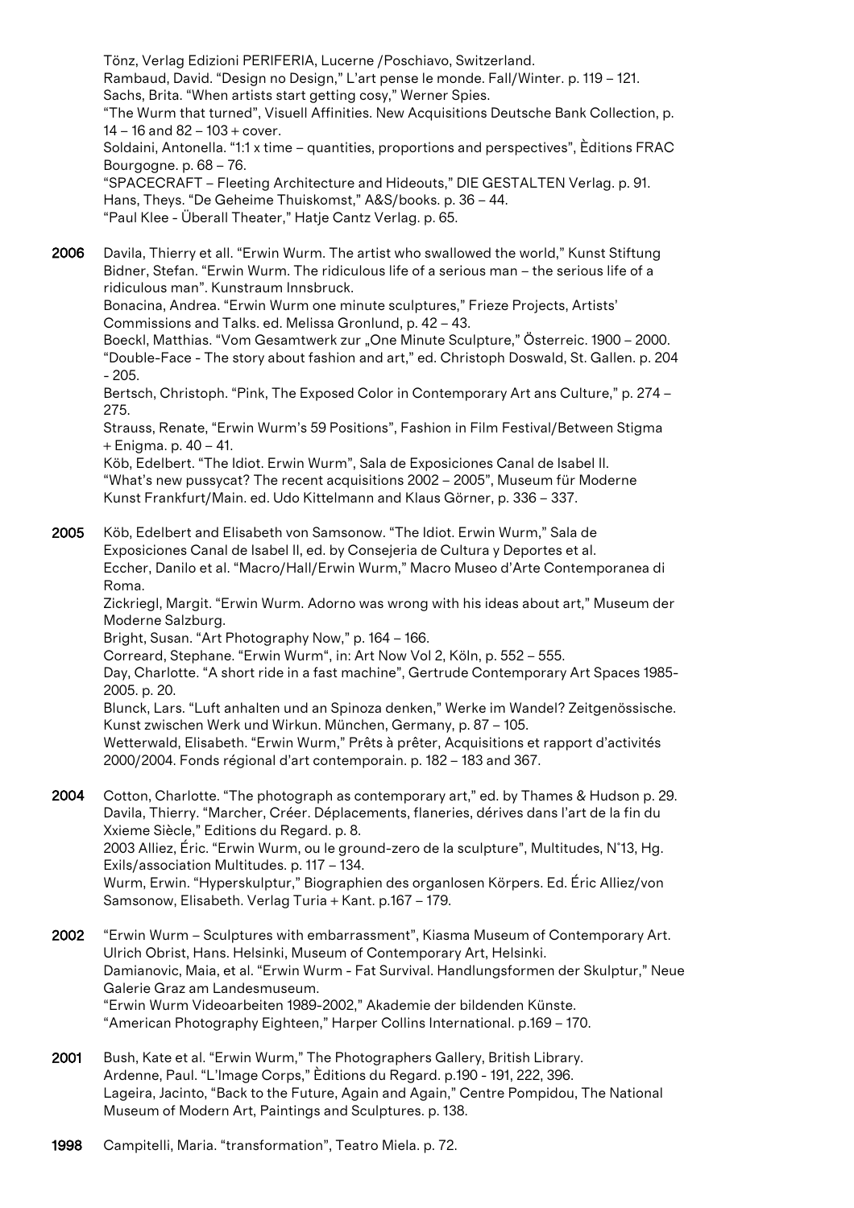Tönz, Verlag Edizioni PERIFERIA, Lucerne /Poschiavo, Switzerland.
Rambaud, David. "Design no Design," L'art pense le monde. Fall/Winter. p. 119 – 121.
Sachs, Brita. "When artists start getting cosy," Werner Spies.
"The Wurm that turned", Visuell Affinities. New Acquisitions Deutsche Bank Collection, p. 14 – 16 and 82 – 103 + cover.
Soldaini, Antonella. "1:1 x time – quantities, proportions and perspectives", Èditions FRAC Bourgogne. p. 68 – 76.
"SPACECRAFT – Fleeting Architecture and Hideouts," DIE GESTALTEN Verlag. p. 91.
Hans, Theys. "De Geheime Thuiskomst," A&S/books. p. 36 – 44.
"Paul Klee - Überall Theater," Hatje Cantz Verlag. p. 65.

**2006** Davila, Thierry et all. "Erwin Wurm. The artist who swallowed the world," Kunst Stiftung
Bidner, Stefan. "Erwin Wurm. The ridiculous life of a serious man – the serious life of a ridiculous man". Kunstraum Innsbruck.
Bonacina, Andrea. "Erwin Wurm one minute sculptures," Frieze Projects, Artists' Commissions and Talks. ed. Melissa Gronlund, p. 42 – 43.
Boeckl, Matthias. "Vom Gesamtwerk zur „One Minute Sculpture," Österreic. 1900 – 2000.
"Double-Face - The story about fashion and art," ed. Christoph Doswald, St. Gallen. p. 204 - 205.
Bertsch, Christoph. "Pink, The Exposed Color in Contemporary Art ans Culture," p. 274 – 275.
Strauss, Renate, "Erwin Wurm's 59 Positions", Fashion in Film Festival/Between Stigma + Enigma. p. 40 – 41.
Köb, Edelbert. "The Idiot. Erwin Wurm", Sala de Exposiciones Canal de Isabel II.
"What's new pussycat? The recent acquisitions 2002 – 2005", Museum für Moderne Kunst Frankfurt/Main. ed. Udo Kittelmann and Klaus Görner, p. 336 – 337.

**2005** Köb, Edelbert and Elisabeth von Samsonow. "The Idiot. Erwin Wurm," Sala de Exposiciones Canal de Isabel II, ed. by Consejeria de Cultura y Deportes et al.
Eccher, Danilo et al. "Macro/Hall/Erwin Wurm," Macro Museo d'Arte Contemporanea di Roma.
Zickriegl, Margit. "Erwin Wurm. Adorno was wrong with his ideas about art," Museum der Moderne Salzburg.
Bright, Susan. "Art Photography Now," p. 164 – 166.
Correard, Stephane. "Erwin Wurm", in: Art Now Vol 2, Köln, p. 552 – 555.
Day, Charlotte. "A short ride in a fast machine", Gertrude Contemporary Art Spaces 1985-2005. p. 20.
Blunck, Lars. "Luft anhalten und an Spinoza denken," Werke im Wandel? Zeitgenössische. Kunst zwischen Werk und Wirkun. München, Germany, p. 87 – 105.
Wetterwald, Elisabeth. "Erwin Wurm," Prêts à prêter, Acquisitions et rapport d'activités 2000/2004. Fonds régional d'art contemporain. p. 182 – 183 and 367.

**2004** Cotton, Charlotte. "The photograph as contemporary art," ed. by Thames & Hudson p. 29.
Davila, Thierry. "Marcher, Créer. Déplacements, flaneries, dérives dans l'art de la fin du Xxieme Siècle," Editions du Regard. p. 8.
2003 Alliez, Éric. "Erwin Wurm, ou le ground-zero de la sculpture", Multitudes, N°13, Hg. Exils/association Multitudes. p. 117 – 134.
Wurm, Erwin. "Hyperskulptur," Biographien des organlosen Körpers. Ed. Éric Alliez/von Samsonow, Elisabeth. Verlag Turia + Kant. p.167 – 179.

**2002** "Erwin Wurm – Sculptures with embarrassment", Kiasma Museum of Contemporary Art. Ulrich Obrist, Hans. Helsinki, Museum of Contemporary Art, Helsinki.
Damianovic, Maia, et al. "Erwin Wurm - Fat Survival. Handlungsformen der Skulptur," Neue Galerie Graz am Landesmuseum.
"Erwin Wurm Videoarbeiten 1989-2002," Akademie der bildenden Künste.
"American Photography Eighteen," Harper Collins International. p.169 – 170.

**2001** Bush, Kate et al. "Erwin Wurm," The Photographers Gallery, British Library.
Ardenne, Paul. "L'Image Corps," Èditions du Regard. p.190 - 191, 222, 396.
Lageira, Jacinto, "Back to the Future, Again and Again," Centre Pompidou, The National Museum of Modern Art, Paintings and Sculptures. p. 138.

**1998** Campitelli, Maria. "transformation", Teatro Miela. p. 72.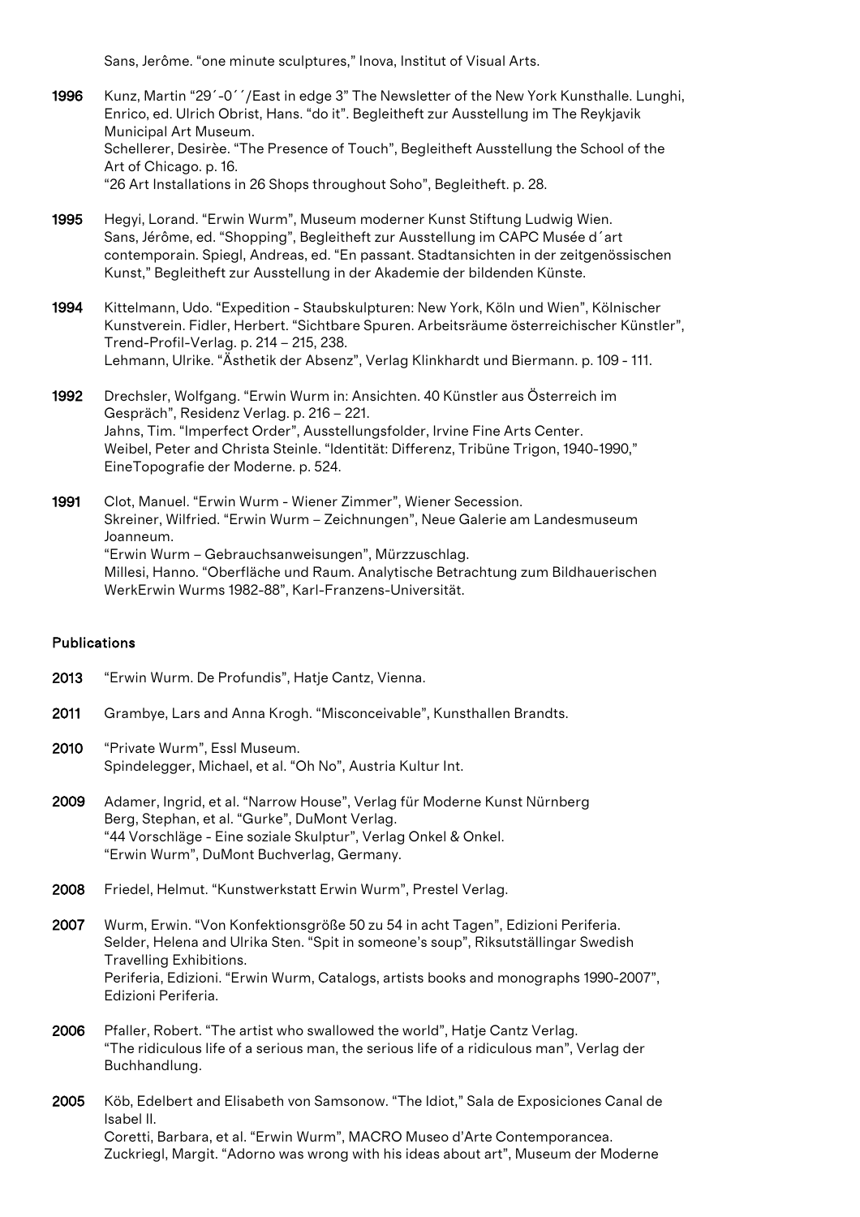Sans, Jerôme. “one minute sculptures,” Inova, Institut of Visual Arts.

**1996** Kunz, Martin “29´-0´´/East in edge 3” The Newsletter of the New York Kunsthalle. Lunghi, Enrico, ed. Ulrich Obrist, Hans. “do it”. Begleitheft zur Ausstellung im The Reykjavik Municipal Art Museum.
Schellerer, Desirèe. “The Presence of Touch”, Begleitheft Ausstellung the School of the Art of Chicago. p. 16.
“26 Art Installations in 26 Shops throughout Soho”, Begleitheft. p. 28.

**1995** Hegyi, Lorand. “Erwin Wurm”, Museum moderner Kunst Stiftung Ludwig Wien.
Sans, Jérôme, ed. “Shopping”, Begleitheft zur Ausstellung im CAPC Musée d´art contemporain. Spiegl, Andreas, ed. “En passant. Stadtansichten in der zeitgenössischen Kunst,” Begleitheft zur Ausstellung in der Akademie der bildenden Künste.

**1994** Kittelmann, Udo. “Expedition - Staubskulpturen: New York, Köln und Wien”, Kölnischer Kunstverein. Fidler, Herbert. “Sichtbare Spuren. Arbeitsräume österreichischer Künstler”, Trend-Profil-Verlag. p. 214 – 215, 238.
Lehmann, Ulrike. “Ästhetik der Absenz”, Verlag Klinkhardt und Biermann. p. 109 - 111.

**1992** Drechsler, Wolfgang. “Erwin Wurm in: Ansichten. 40 Künstler aus Österreich im Gespräch”, Residenz Verlag. p. 216 – 221.
Jahns, Tim. “Imperfect Order”, Ausstellungsfolder, Irvine Fine Arts Center.
Weibel, Peter and Christa Steinle. “Identität: Differenz, Tribüne Trigon, 1940-1990,” EineTopografie der Moderne. p. 524.

**1991** Clot, Manuel. “Erwin Wurm - Wiener Zimmer”, Wiener Secession.
Skreiner, Wilfried. “Erwin Wurm – Zeichnungen”, Neue Galerie am Landesmuseum Joanneum.
“Erwin Wurm – Gebrauchsanweisungen”, Mürzzuschlag.
Millesi, Hanno. “Oberfläche und Raum. Analytische Betrachtung zum Bildhauerischen WerkErwin Wurms 1982-88”, Karl-Franzens-Universität.

## Publications

**2013** “Erwin Wurm. De Profundis”, Hatje Cantz, Vienna.

**2011** Grambye, Lars and Anna Krogh. “Misconceivable”, Kunsthallen Brandts.

**2010** “Private Wurm”, Essl Museum.
Spindelegger, Michael, et al. “Oh No”, Austria Kultur Int.

**2009** Adamer, Ingrid, et al. “Narrow House”, Verlag für Moderne Kunst Nürnberg
Berg, Stephan, et al. “Gurke”, DuMont Verlag.
“44 Vorschläge - Eine soziale Skulptur”, Verlag Onkel & Onkel.
“Erwin Wurm”, DuMont Buchverlag, Germany.

**2008** Friedel, Helmut. “Kunstwerkstatt Erwin Wurm”, Prestel Verlag.

**2007** Wurm, Erwin. “Von Konfektionsgröße 50 zu 54 in acht Tagen”, Edizioni Periferia.
Selder, Helena and Ulrika Sten. “Spit in someone’s soup”, Riksutställingar Swedish Travelling Exhibitions.
Periferia, Edizioni. “Erwin Wurm, Catalogs, artists books and monographs 1990-2007”, Edizioni Periferia.

**2006** Pfaller, Robert. “The artist who swallowed the world”, Hatje Cantz Verlag.
“The ridiculous life of a serious man, the serious life of a ridiculous man”, Verlag der Buchhandlung.

**2005** Köb, Edelbert and Elisabeth von Samsonow. “The Idiot,” Sala de Exposiciones Canal de Isabel II.
Coretti, Barbara, et al. “Erwin Wurm”, MACRO Museo d’Arte Contemporancea.
Zuckriegl, Margit. “Adorno was wrong with his ideas about art”, Museum der Moderne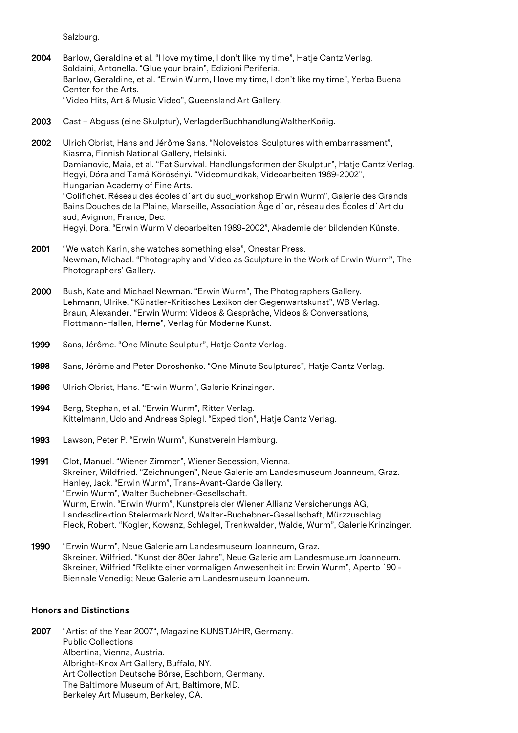Salzburg.

**2004** Barlow, Geraldine et al. “I love my time, I don’t like my time”, Hatje Cantz Verlag.
Soldaini, Antonella. “Glue your brain”, Edizioni Periferia.
Barlow, Geraldine, et al. “Erwin Wurm, I love my time, I don’t like my time”, Yerba Buena Center for the Arts.
“Video Hits, Art & Music Video”, Queensland Art Gallery.

**2003** Cast – Abguss (eine Skulptur), VerlagderBuchhandlungWaltherKoṅig.

**2002** Ulrich Obrist, Hans and Jérôme Sans. “Noloveistos, Sculptures with embarrassment”, Kiasma, Finnish National Gallery, Helsinki.
Damianovic, Maia, et al. “Fat Survival. Handlungsformen der Skulptur”, Hatje Cantz Verlag.
Hegyi, Dóra and Tamá Körösényi. “Videomundkak, Videoarbeiten 1989-2002”, Hungarian Academy of Fine Arts.
“Colifichet. Réseau des écoles d´art du sud_workshop Erwin Wurm”, Galerie des Grands Bains Douches de la Plaine, Marseille, Association Âge d`or, réseau des Écoles d`Art du sud, Avignon, France, Dec.
Hegyi, Dora. “Erwin Wurm Videoarbeiten 1989-2002”, Akademie der bildenden Künste.

**2001** “We watch Karin, she watches something else”, Onestar Press.
Newman, Michael. “Photography and Video as Sculpture in the Work of Erwin Wurm”, The Photographers’ Gallery.

**2000** Bush, Kate and Michael Newman. “Erwin Wurm”, The Photographers Gallery.
Lehmann, Ulrike. “Künstler-Kritisches Lexikon der Gegenwartskunst”, WB Verlag.
Braun, Alexander. “Erwin Wurm: Videos & Gespräche, Videos & Conversations, Flottmann-Hallen, Herne”, Verlag für Moderne Kunst.

**1999** Sans, Jérôme. “One Minute Sculptur”, Hatje Cantz Verlag.

**1998** Sans, Jérôme and Peter Doroshenko. “One Minute Sculptures”, Hatje Cantz Verlag.

**1996** Ulrich Obrist, Hans. “Erwin Wurm”, Galerie Krinzinger.

**1994** Berg, Stephan, et al. “Erwin Wurm”, Ritter Verlag.
Kittelmann, Udo and Andreas Spiegl. “Expedition”, Hatje Cantz Verlag.

**1993** Lawson, Peter P. “Erwin Wurm”, Kunstverein Hamburg.

**1991** Clot, Manuel. “Wiener Zimmer”, Wiener Secession, Vienna.
Skreiner, Wildfried. “Zeichnungen”, Neue Galerie am Landesmuseum Joanneum, Graz.
Hanley, Jack. “Erwin Wurm”, Trans-Avant-Garde Gallery.
“Erwin Wurm”, Walter Buchebner-Gesellschaft.
Wurm, Erwin. “Erwin Wurm”, Kunstpreis der Wiener Allianz Versicherungs AG, Landesdirektion Steiermark Nord, Walter-Buchebner-Gesellschaft, Mürzzuschlag.
Fleck, Robert. “Kogler, Kowanz, Schlegel, Trenkwalder, Walde, Wurm”, Galerie Krinzinger.

**1990** “Erwin Wurm”, Neue Galerie am Landesmuseum Joanneum, Graz.
Skreiner, Wilfried. “Kunst der 80er Jahre”, Neue Galerie am Landesmuseum Joanneum.
Skreiner, Wilfried “Relikte einer vormaligen Anwesenheit in: Erwin Wurm”, Aperto ´90 - Biennale Venedig; Neue Galerie am Landesmuseum Joanneum.

## Honors and Distinctions

**2007** “Artist of the Year 2007“, Magazine KUNSTJAHR, Germany.
Public Collections
Albertina, Vienna, Austria.
Albright-Knox Art Gallery, Buffalo, NY.
Art Collection Deutsche Börse, Eschborn, Germany.
The Baltimore Museum of Art, Baltimore, MD.
Berkeley Art Museum, Berkeley, CA.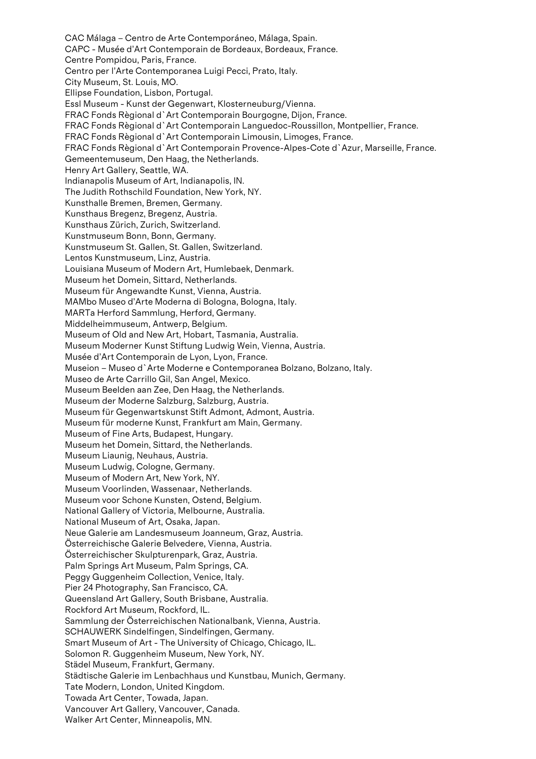CAC Málaga – Centro de Arte Contemporáneo, Málaga, Spain.
CAPC - Musée d'Art Contemporain de Bordeaux, Bordeaux, France.
Centre Pompidou, Paris, France.
Centro per l'Arte Contemporanea Luigi Pecci, Prato, Italy.
City Museum, St. Louis, MO.
Ellipse Foundation, Lisbon, Portugal.
Essl Museum - Kunst der Gegenwart, Klosterneuburg/Vienna.
FRAC Fonds Règional d`Art Contemporain Bourgogne, Dijon, France.
FRAC Fonds Règional d`Art Contemporain Languedoc-Roussillon, Montpellier, France.
FRAC Fonds Règional d`Art Contemporain Limousin, Limoges, France.
FRAC Fonds Règional d`Art Contemporain Provence-Alpes-Cote d`Azur, Marseille, France.
Gemeentemuseum, Den Haag, the Netherlands.
Henry Art Gallery, Seattle, WA.
Indianapolis Museum of Art, Indianapolis, IN.
The Judith Rothschild Foundation, New York, NY.
Kunsthalle Bremen, Bremen, Germany.
Kunsthaus Bregenz, Bregenz, Austria.
Kunsthaus Zürich, Zurich, Switzerland.
Kunstmuseum Bonn, Bonn, Germany.
Kunstmuseum St. Gallen, St. Gallen, Switzerland.
Lentos Kunstmuseum, Linz, Austria.
Louisiana Museum of Modern Art, Humlebaek, Denmark.
Museum het Domein, Sittard, Netherlands.
Museum für Angewandte Kunst, Vienna, Austria.
MAMbo Museo d'Arte Moderna di Bologna, Bologna, Italy.
MARTa Herford Sammlung, Herford, Germany.
Middelheimmuseum, Antwerp, Belgium.
Museum of Old and New Art, Hobart, Tasmania, Australia.
Museum Moderner Kunst Stiftung Ludwig Wein, Vienna, Austria.
Musée d'Art Contemporain de Lyon, Lyon, France.
Museion – Museo d`Arte Moderne e Contemporanea Bolzano, Bolzano, Italy.
Museo de Arte Carrillo Gil, San Angel, Mexico.
Museum Beelden aan Zee, Den Haag, the Netherlands.
Museum der Moderne Salzburg, Salzburg, Austria.
Museum für Gegenwartskunst Stift Admont, Admont, Austria.
Museum für moderne Kunst, Frankfurt am Main, Germany.
Museum of Fine Arts, Budapest, Hungary.
Museum het Domein, Sittard, the Netherlands.
Museum Liaunig, Neuhaus, Austria.
Museum Ludwig, Cologne, Germany.
Museum of Modern Art, New York, NY.
Museum Voorlinden, Wassenaar, Netherlands.
Museum voor Schone Kunsten, Ostend, Belgium.
National Gallery of Victoria, Melbourne, Australia.
National Museum of Art, Osaka, Japan.
Neue Galerie am Landesmuseum Joanneum, Graz, Austria.
Österreichische Galerie Belvedere, Vienna, Austria.
Österreichischer Skulpturenpark, Graz, Austria.
Palm Springs Art Museum, Palm Springs, CA.
Peggy Guggenheim Collection, Venice, Italy.
Pier 24 Photography, San Francisco, CA.
Queensland Art Gallery, South Brisbane, Australia.
Rockford Art Museum, Rockford, IL.
Sammlung der Österreichischen Nationalbank, Vienna, Austria.
SCHAUWERK Sindelfingen, Sindelfingen, Germany.
Smart Museum of Art - The University of Chicago, Chicago, IL.
Solomon R. Guggenheim Museum, New York, NY.
Städel Museum, Frankfurt, Germany.
Städtische Galerie im Lenbachhaus und Kunstbau, Munich, Germany.
Tate Modern, London, United Kingdom.
Towada Art Center, Towada, Japan.
Vancouver Art Gallery, Vancouver, Canada.
Walker Art Center, Minneapolis, MN.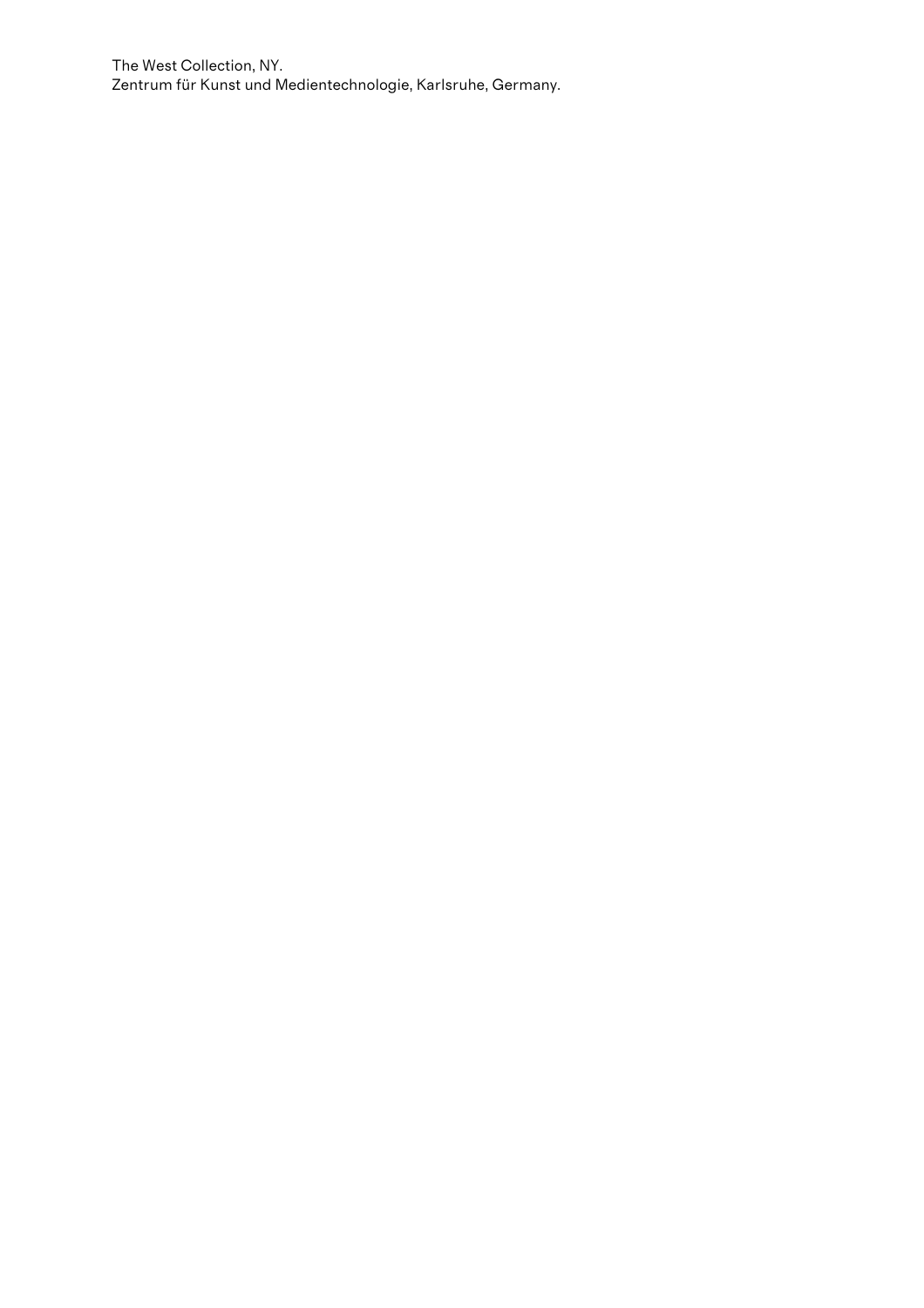The West Collection, NY.
Zentrum für Kunst und Medientechnologie, Karlsruhe, Germany.